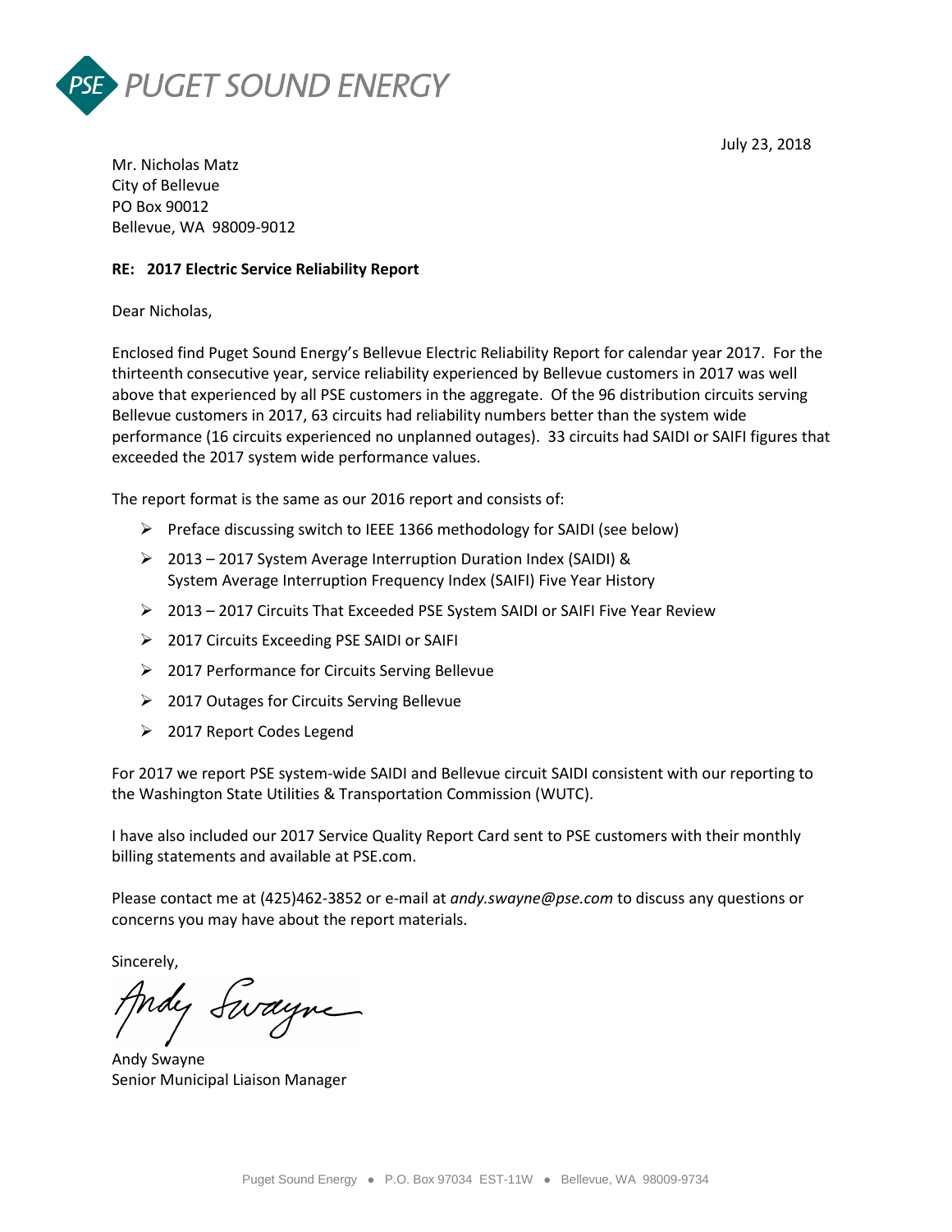PSE PUGET SOUND ENERGY

July 23, 2018

Mr. Nicholas Matz
City of Bellevue
PO Box 90012
Bellevue, WA 98009-9012

**RE: 2017 Electric Service Reliability Report**

Dear Nicholas,

Enclosed find Puget Sound Energy's Bellevue Electric Reliability Report for calendar year 2017. For the thirteenth consecutive year, service reliability experienced by Bellevue customers in 2017 was well above that experienced by all PSE customers in the aggregate. Of the 96 distribution circuits serving Bellevue customers in 2017, 63 circuits had reliability numbers better than the system wide performance (16 circuits experienced no unplanned outages). 33 circuits had SAIDI or SAIFI figures that exceeded the 2017 system wide performance values.

The report format is the same as our 2016 report and consists of:

- Preface discussing switch to IEEE 1366 methodology for SAIDI (see below)
- 2013 – 2017 System Average Interruption Duration Index (SAIDI) & System Average Interruption Frequency Index (SAIFI) Five Year History
- 2013 – 2017 Circuits That Exceeded PSE System SAIDI or SAIFI Five Year Review
- 2017 Circuits Exceeding PSE SAIDI or SAIFI
- 2017 Performance for Circuits Serving Bellevue
- 2017 Outages for Circuits Serving Bellevue
- 2017 Report Codes Legend

For 2017 we report PSE system-wide SAIDI and Bellevue circuit SAIDI consistent with our reporting to the Washington State Utilities & Transportation Commission (WUTC).

I have also included our 2017 Service Quality Report Card sent to PSE customers with their monthly billing statements and available at PSE.com.

Please contact me at (425)462-3852 or e-mail at *andy.swayne@pse.com* to discuss any questions or concerns you may have about the report materials.

Sincerely,

Andy Swayne
Senior Municipal Liaison Manager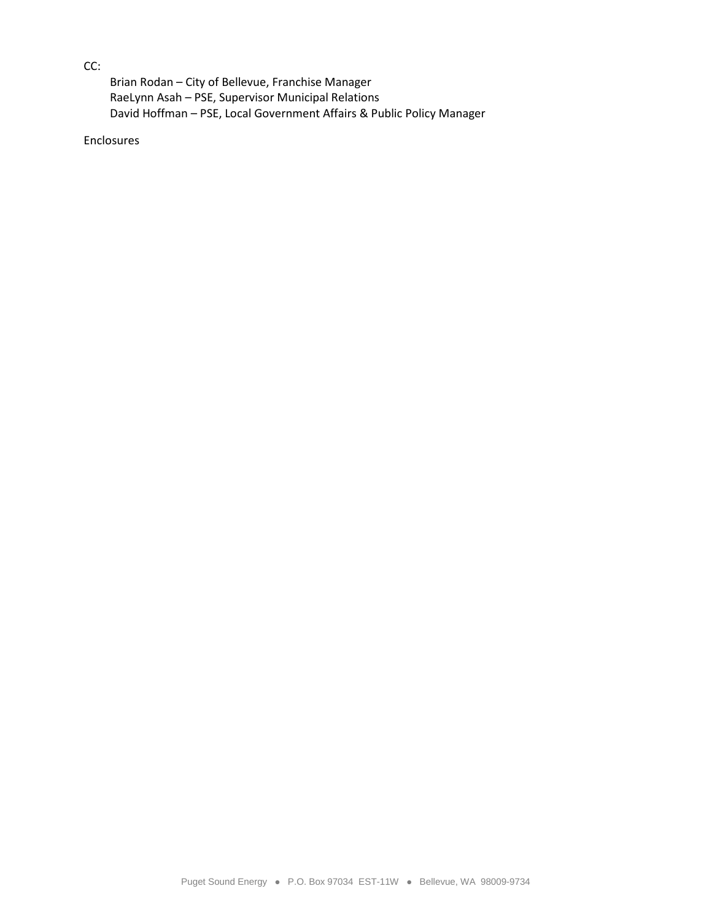CC:

Brian Rodan – City of Bellevue, Franchise Manager
RaeLynn Asah – PSE, Supervisor Municipal Relations
David Hoffman – PSE, Local Government Affairs & Public Policy Manager

Enclosures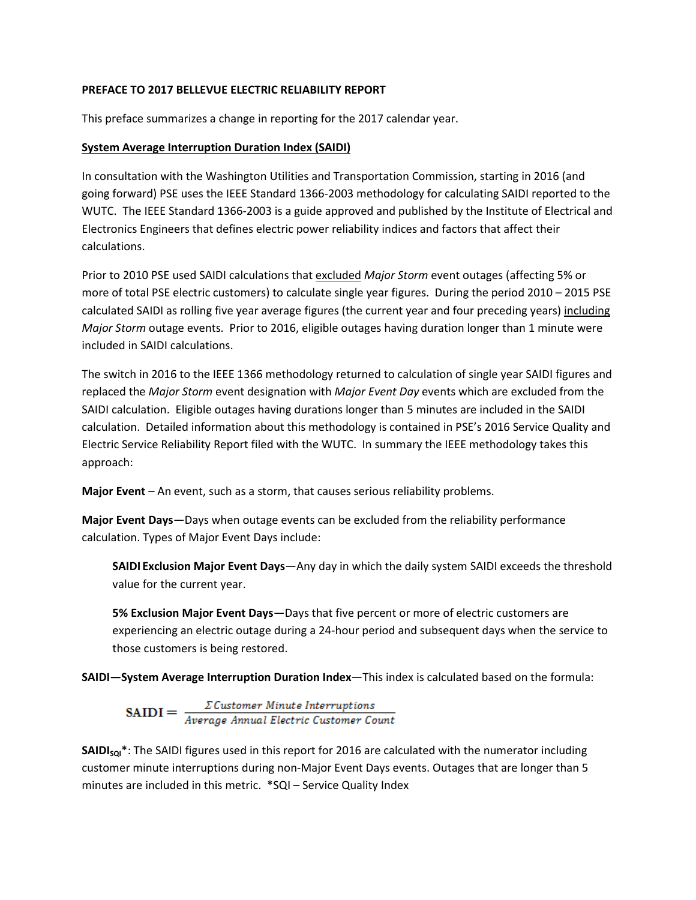**PREFACE TO 2017 BELLEVUE ELECTRIC RELIABILITY REPORT**

This preface summarizes a change in reporting for the 2017 calendar year.

**System Average Interruption Duration Index (SAIDI)**

In consultation with the Washington Utilities and Transportation Commission, starting in 2016 (and going forward) PSE uses the IEEE Standard 1366-2003 methodology for calculating SAIDI reported to the WUTC. The IEEE Standard 1366-2003 is a guide approved and published by the Institute of Electrical and Electronics Engineers that defines electric power reliability indices and factors that affect their calculations.

Prior to 2010 PSE used SAIDI calculations that excluded *Major Storm* event outages (affecting 5% or more of total PSE electric customers) to calculate single year figures. During the period 2010 – 2015 PSE calculated SAIDI as rolling five year average figures (the current year and four preceding years) including *Major Storm* outage events. Prior to 2016, eligible outages having duration longer than 1 minute were included in SAIDI calculations.

The switch in 2016 to the IEEE 1366 methodology returned to calculation of single year SAIDI figures and replaced the *Major Storm* event designation with *Major Event Day* events which are excluded from the SAIDI calculation. Eligible outages having durations longer than 5 minutes are included in the SAIDI calculation. Detailed information about this methodology is contained in PSE's 2016 Service Quality and Electric Service Reliability Report filed with the WUTC. In summary the IEEE methodology takes this approach:

**Major Event** – An event, such as a storm, that causes serious reliability problems.

**Major Event Days**—Days when outage events can be excluded from the reliability performance calculation. Types of Major Event Days include:

> **SAIDI Exclusion Major Event Days**—Any day in which the daily system SAIDI exceeds the threshold value for the current year.
>
> **5% Exclusion Major Event Days**—Days that five percent or more of electric customers are experiencing an electric outage during a 24-hour period and subsequent days when the service to those customers is being restored.

**SAIDI—System Average Interruption Duration Index**—This index is calculated based on the formula:

$$\text{SAIDI} = \frac{\Sigma\, Customer\ Minute\ Interruptions}{Average\ Annual\ Electric\ Customer\ Count}$$

**$\text{SAIDI}_{\text{SQI}}$***: The SAIDI figures used in this report for 2016 are calculated with the numerator including customer minute interruptions during non-Major Event Days events. Outages that are longer than 5 minutes are included in this metric. *SQI – Service Quality Index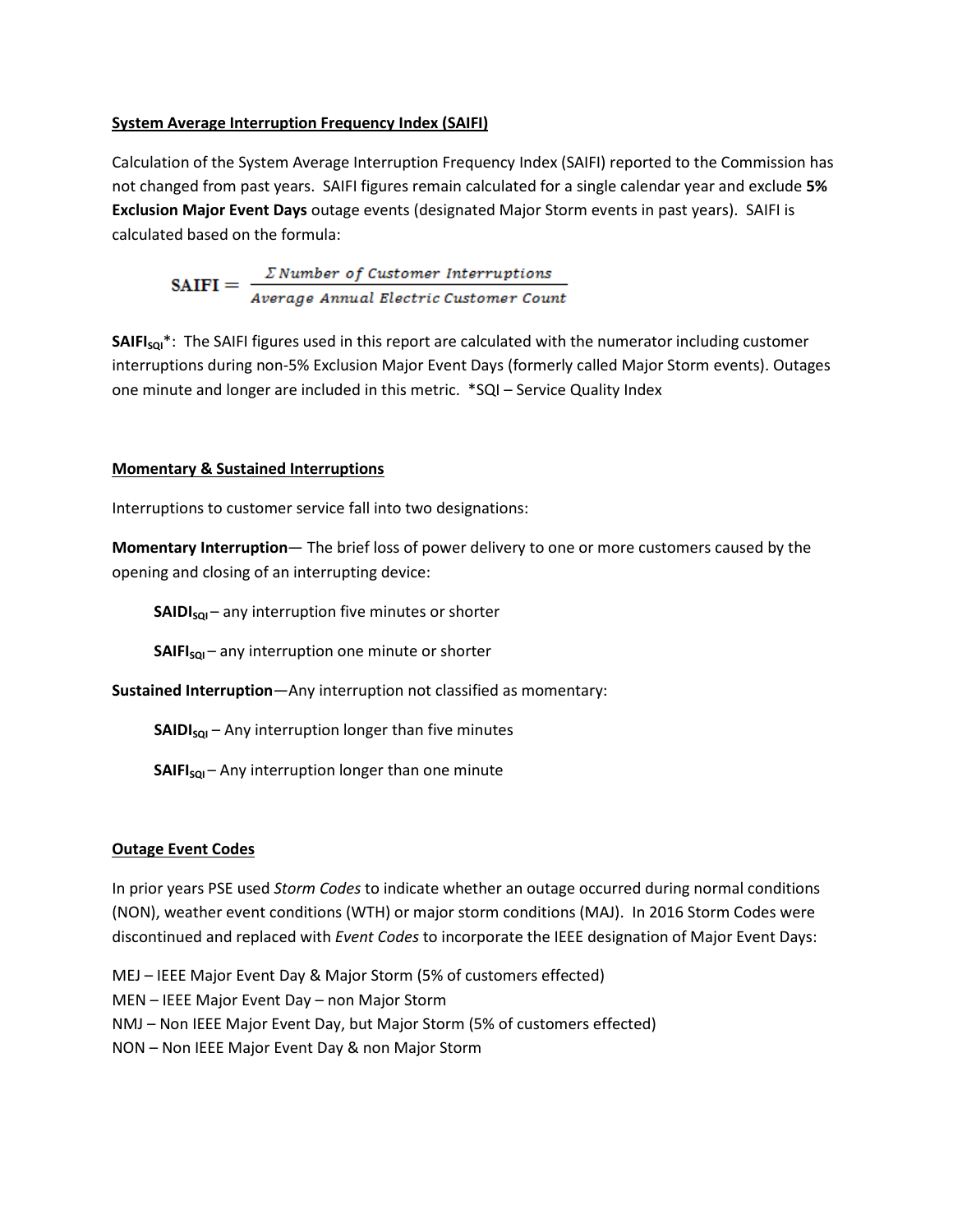**System Average Interruption Frequency Index (SAIFI)**

Calculation of the System Average Interruption Frequency Index (SAIFI) reported to the Commission has not changed from past years. SAIFI figures remain calculated for a single calendar year and exclude **5% Exclusion Major Event Days** outage events (designated Major Storm events in past years). SAIFI is calculated based on the formula:

$$\text{SAIFI} = \frac{\Sigma\, Number\ of\ Customer\ Interruptions}{Average\ Annual\ Electric\ Customer\ Count}$$

**$\text{SAIFI}_{\text{SQI}}$***: The SAIFI figures used in this report are calculated with the numerator including customer interruptions during non-5% Exclusion Major Event Days (formerly called Major Storm events). Outages one minute and longer are included in this metric. *SQI – Service Quality Index

**Momentary & Sustained Interruptions**

Interruptions to customer service fall into two designations:

**Momentary Interruption**— The brief loss of power delivery to one or more customers caused by the opening and closing of an interrupting device:

> **$\text{SAIDI}_{\text{SQI}}$** – any interruption five minutes or shorter
>
> **$\text{SAIFI}_{\text{SQI}}$** – any interruption one minute or shorter

**Sustained Interruption**—Any interruption not classified as momentary:

> **$\text{SAIDI}_{\text{SQI}}$** – Any interruption longer than five minutes
>
> **$\text{SAIFI}_{\text{SQI}}$** – Any interruption longer than one minute

**Outage Event Codes**

In prior years PSE used *Storm Codes* to indicate whether an outage occurred during normal conditions (NON), weather event conditions (WTH) or major storm conditions (MAJ). In 2016 Storm Codes were discontinued and replaced with *Event Codes* to incorporate the IEEE designation of Major Event Days:

MEJ – IEEE Major Event Day & Major Storm (5% of customers effected)
MEN – IEEE Major Event Day – non Major Storm
NMJ – Non IEEE Major Event Day, but Major Storm (5% of customers effected)
NON – Non IEEE Major Event Day & non Major Storm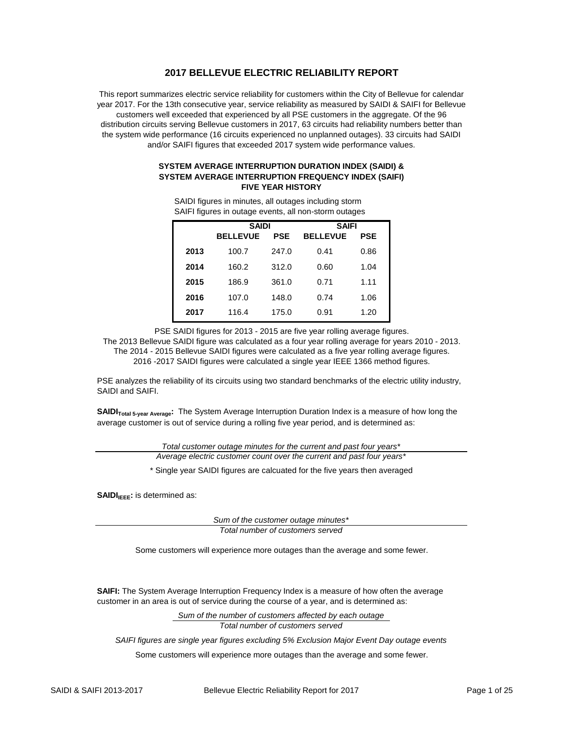# 2017 BELLEVUE ELECTRIC RELIABILITY REPORT

This report summarizes electric service reliability for customers within the City of Bellevue for calendar year 2017. For the 13th consecutive year, service reliability as measured by SAIDI & SAIFI for Bellevue customers well exceeded that experienced by all PSE customers in the aggregate. Of the 96 distribution circuits serving Bellevue customers in 2017, 63 circuits had reliability numbers better than the system wide performance (16 circuits experienced no unplanned outages). 33 circuits had SAIDI and/or SAIFI figures that exceeded 2017 system wide performance values.

### SYSTEM AVERAGE INTERRUPTION DURATION INDEX (SAIDI) & SYSTEM AVERAGE INTERRUPTION FREQUENCY INDEX (SAIFI) FIVE YEAR HISTORY

SAIDI figures in minutes, all outages including storm
SAIFI figures in outage events, all non-storm outages

| | SAIDI | | SAIFI | |
|---|---|---|---|---|
| | **BELLEVUE** | **PSE** | **BELLEVUE** | **PSE** |
| **2013** | 100.7 | 247.0 | 0.41 | 0.86 |
| **2014** | 160.2 | 312.0 | 0.60 | 1.04 |
| **2015** | 186.9 | 361.0 | 0.71 | 1.11 |
| **2016** | 107.0 | 148.0 | 0.74 | 1.06 |
| **2017** | 116.4 | 175.0 | 0.91 | 1.20 |

PSE SAIDI figures for 2013 - 2015 are five year rolling average figures.
The 2013 Bellevue SAIDI figure was calculated as a four year rolling average for years 2010 - 2013.
The 2014 - 2015 Bellevue SAIDI figures were calculated as a five year rolling average figures.
2016 -2017 SAIDI figures were calculated a single year IEEE 1366 method figures.

PSE analyzes the reliability of its circuits using two standard benchmarks of the electric utility industry, SAIDI and SAIFI.

**$\text{SAIDI}_{\text{Total 5-year Average}}$:** The System Average Interruption Duration Index is a measure of how long the average customer is out of service during a rolling five year period, and is determined as:

$$\frac{\textit{Total customer outage minutes for the current and past four years*}}{\textit{Average electric customer count over the current and past four years*}}$$

\* Single year SAIDI figures are calcuated for the five years then averaged

**$\text{SAIDI}_{\text{IEEE}}$:** is determined as:

$$\frac{\textit{Sum of the customer outage minutes*}}{\textit{Total number of customers served}}$$

Some customers will experience more outages than the average and some fewer.

**SAIFI:** The System Average Interruption Frequency Index is a measure of how often the average customer in an area is out of service during the course of a year, and is determined as:

$$\frac{\textit{Sum of the number of customers affected by each outage}}{\textit{Total number of customers served}}$$

*SAIFI figures are single year figures excluding 5% Exclusion Major Event Day outage events*

Some customers will experience more outages than the average and some fewer.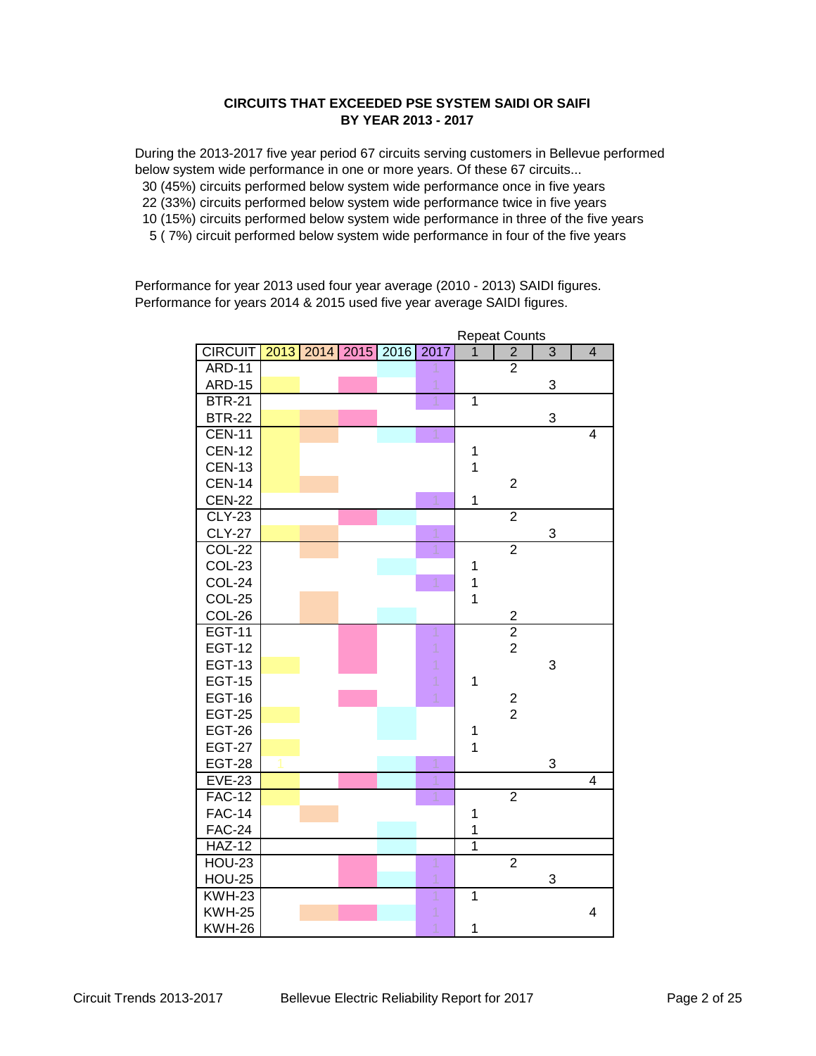**CIRCUITS THAT EXCEEDED PSE SYSTEM SAIDI OR SAIFI**
**BY YEAR 2013 - 2017**

During the 2013-2017 five year period 67 circuits serving customers in Bellevue performed below system wide performance in one or more years. Of these 67 circuits...
30 (45%) circuits performed below system wide performance once in five years
22 (33%) circuits performed below system wide performance twice in five years
10 (15%) circuits performed below system wide performance in three of the five years
5 ( 7%) circuit performed below system wide performance in four of the five years

Performance for year 2013 used four year average (2010 - 2013) SAIDI figures.
Performance for years 2014 & 2015 used five year average SAIDI figures.

| | | | | | | Repeat Counts | | | |
|---|---|---|---|---|---|---|---|---|---|
| CIRCUIT | 2013 | 2014 | 2015 | 2016 | 2017 | 1 | 2 | 3 | 4 |
| ARD-11 | | | | 1 | 1 | | 2 | | |
| ARD-15 | 1 | | 1 | | 1 | | | 3 | |
| BTR-21 | | | | | 1 | 1 | | | |
| BTR-22 | 1 | 1 | 1 | | | | | 3 | |
| CEN-11 | 1 | 1 | | 1 | 1 | | | | 4 |
| CEN-12 | 1 | | | | | 1 | | | |
| CEN-13 | 1 | | | | | 1 | | | |
| CEN-14 | 1 | 1 | | | | | 2 | | |
| CEN-22 | | | | | 1 | 1 | | | |
| CLY-23 | | | 1 | 1 | | | 2 | | |
| CLY-27 | 1 | 1 | | | 1 | | | 3 | |
| COL-22 | | 1 | | | 1 | | 2 | | |
| COL-23 | | | | 1 | | 1 | | | |
| COL-24 | | | | | 1 | 1 | | | |
| COL-25 | | 1 | | | | 1 | | | |
| COL-26 | | 1 | | 1 | | | 2 | | |
| EGT-11 | | | 1 | | 1 | | 2 | | |
| EGT-12 | | | 1 | | 1 | | 2 | | |
| EGT-13 | 1 | | 1 | | 1 | | | 3 | |
| EGT-15 | | | | | 1 | 1 | | | |
| EGT-16 | | | 1 | | 1 | | 2 | | |
| EGT-25 | 1 | | | 1 | | | 2 | | |
| EGT-26 | | | | 1 | | 1 | | | |
| EGT-27 | 1 | | | | | 1 | | | |
| EGT-28 | 1 | | | 1 | 1 | | | 3 | |
| EVE-23 | 1 | | 1 | 1 | 1 | | | | 4 |
| FAC-12 | 1 | | | | 1 | | 2 | | |
| FAC-14 | | 1 | | | | 1 | | | |
| FAC-24 | | | | 1 | | 1 | | | |
| HAZ-12 | | | | 1 | | 1 | | | |
| HOU-23 | | | 1 | | 1 | | 2 | | |
| HOU-25 | | | 1 | 1 | 1 | | | 3 | |
| KWH-23 | | | | | 1 | 1 | | | |
| KWH-25 | | 1 | 1 | 1 | 1 | | | | 4 |
| KWH-26 | | | | | 1 | 1 | | | |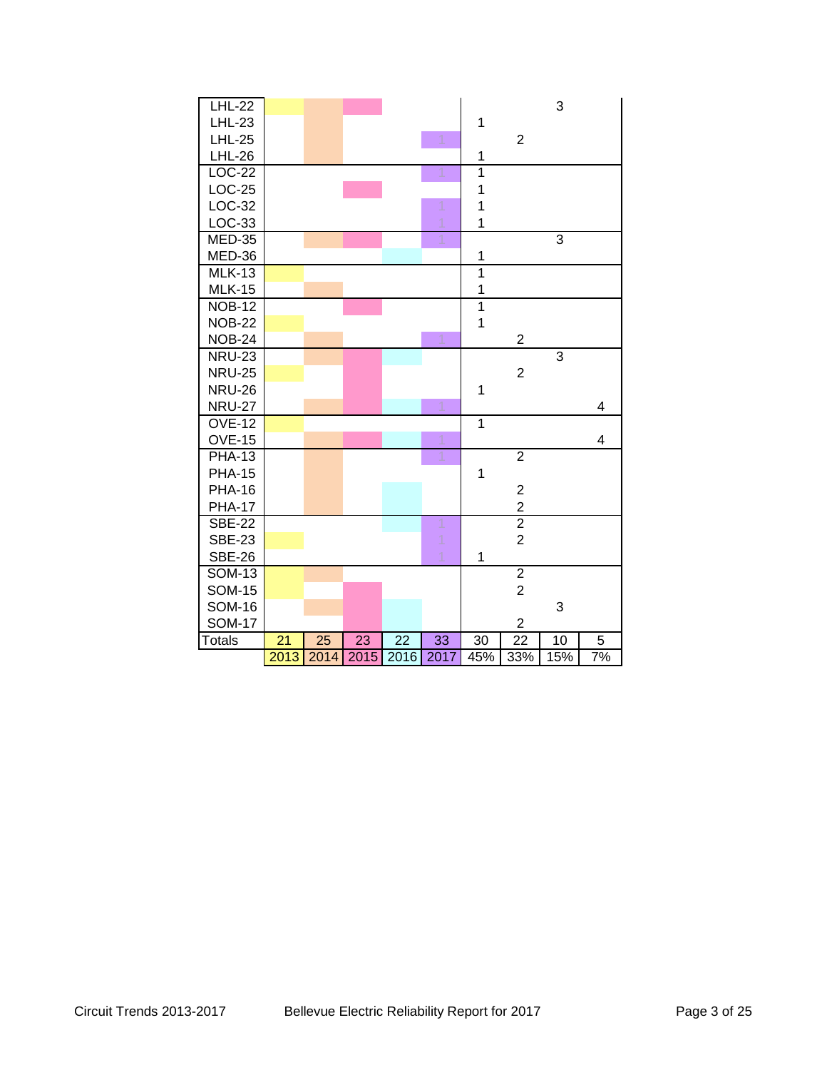|  |  |  |  |  |  |  |  |  |  |
|---|---|---|---|---|---|---|---|---|---|
| LHL-22 | ■ | ■ | ■ |  |  |  |  | 3 |  |
| LHL-23 |  | ■ |  |  |  | 1 |  |  |  |
| LHL-25 |  | ■ |  |  | 1 |  | 2 |  |  |
| LHL-26 |  | ■ |  |  |  | 1 |  |  |  |
| LOC-22 |  |  |  |  | 1 | 1 |  |  |  |
| LOC-25 |  |  | ■ |  |  | 1 |  |  |  |
| LOC-32 |  |  |  |  | 1 | 1 |  |  |  |
| LOC-33 |  |  |  |  | 1 | 1 |  |  |  |
| MED-35 |  | ■ | ■ |  | 1 |  |  | 3 |  |
| MED-36 |  |  |  | ■ |  | 1 |  |  |  |
| MLK-13 | ■ |  |  |  |  | 1 |  |  |  |
| MLK-15 |  | ■ |  |  |  | 1 |  |  |  |
| NOB-12 |  |  | ■ |  |  | 1 |  |  |  |
| NOB-22 | ■ |  |  |  |  | 1 |  |  |  |
| NOB-24 |  | ■ |  |  | 1 |  | 2 |  |  |
| NRU-23 |  | ■ | ■ | ■ |  |  |  | 3 |  |
| NRU-25 | ■ |  | ■ |  |  |  | 2 |  |  |
| NRU-26 |  |  | ■ |  |  | 1 |  |  |  |
| NRU-27 |  | ■ | ■ | ■ | 1 |  |  |  | 4 |
| OVE-12 | ■ |  |  |  |  | 1 |  |  |  |
| OVE-15 |  | ■ | ■ | ■ | 1 |  |  |  | 4 |
| PHA-13 |  | ■ |  |  | 1 |  | 2 |  |  |
| PHA-15 |  | ■ |  |  |  | 1 |  |  |  |
| PHA-16 |  | ■ |  | ■ |  |  | 2 |  |  |
| PHA-17 |  | ■ |  | ■ |  |  | 2 |  |  |
| SBE-22 |  |  |  | ■ | 1 |  | 2 |  |  |
| SBE-23 | ■ |  |  |  | 1 |  | 2 |  |  |
| SBE-26 |  |  |  |  | 1 | 1 |  |  |  |
| SOM-13 | ■ | ■ |  |  |  |  | 2 |  |  |
| SOM-15 | ■ |  | ■ |  |  |  | 2 |  |  |
| SOM-16 |  | ■ | ■ | ■ |  |  |  | 3 |  |
| SOM-17 |  |  | ■ | ■ |  |  | 2 |  |  |
| Totals | 21 | 25 | 23 | 22 | 33 | 30 | 22 | 10 | 5 |
|  | 2013 | 2014 | 2015 | 2016 | 2017 | 45% | 33% | 15% | 7% |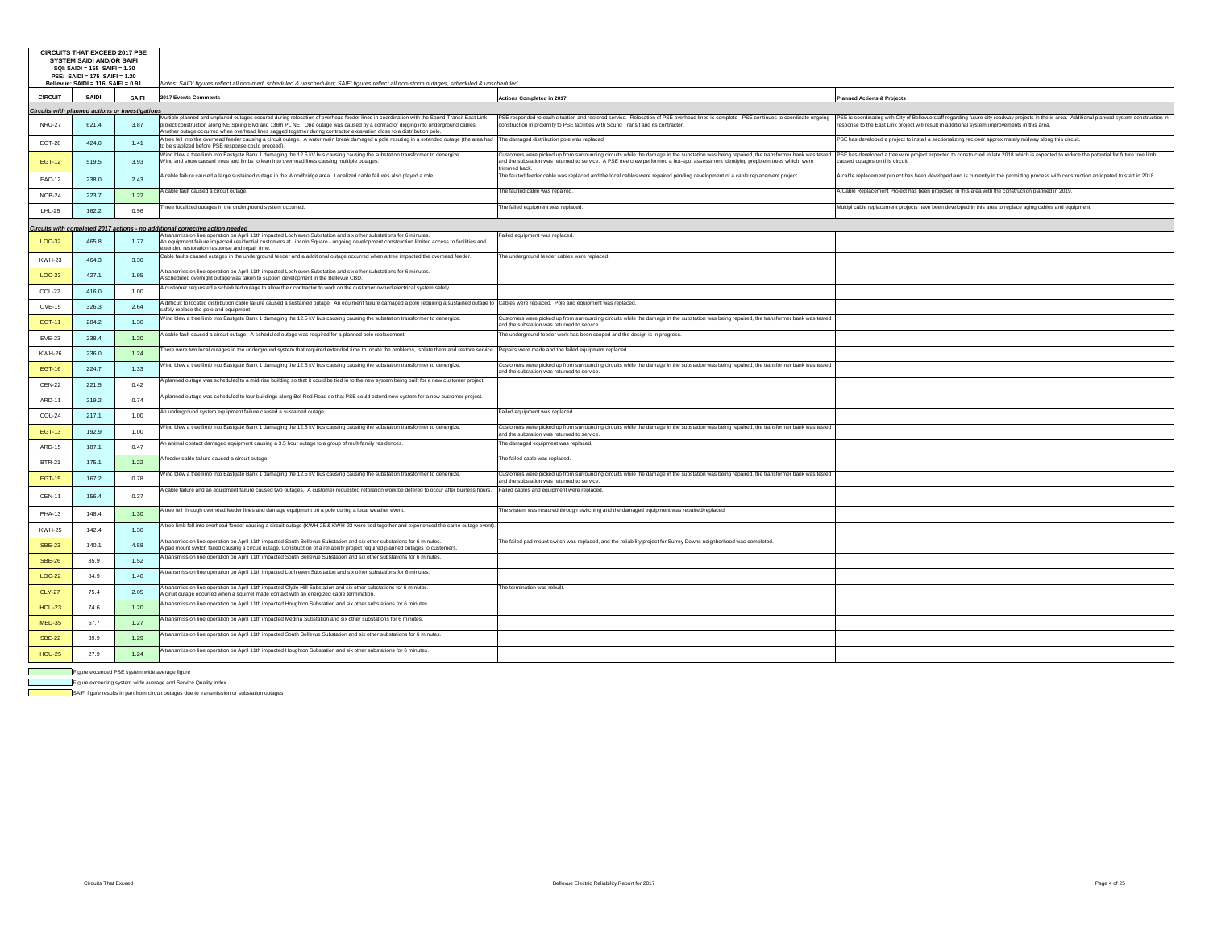**CIRCUITS THAT EXCEED 2017 PSE SYSTEM SAIDI AND/OR SAIFI**
**SQI: SAIDI = 155 SAIFI = 1.30**
**PSE: SAIDI = 175 SAIFI = 1.20**
**Bellevue: SAIDI = 116 SAIFI = 0.91**

*Notes: SAIDI figures reflect all non-med, scheduled & unscheduled; SAIFI figures reflect all non-storm outages, scheduled & unscheduled*

| CIRCUIT | SAIDI | SAIFI | 2017 Events Comments | Actions Completed in 2017 | Planned Actions & Projects |
|---|---|---|---|---|---|
| ***Circuits with planned actions or investigations*** | | | | | |
| NRU-27 | 621.4 | 3.87 | Multiple planned and unplaned outages occured during relocation of overhead feeder lines in coordination with the Sound Transit East Link project construction along NE Spring Blvd and 136th PL NE. One outage was caused by a contractor digging into underground cables. Another outage occurred when overhead lines sagged together during contractor excavation close to a distribution pole. | PSE responded to each situation and restored service. Relocation of PSE overhead lines is complete PSE continues to coordinate ongoing construction in proximity to PSE facilities with Sound Transit and its contractor. | PSE is coordinating with City of Bellevue staff regarding future city roadway projects in the is area. Additional planned system construction in response to the East Link project will result in additional system improvements in this area. |
| EGT-28 | 424.0 | 1.41 | A tree fell into the overhead feeder causing a circuit outage. A water main break damaged a pole resulting in a extended outage (the area had to be stablized before PSE response could proceed). | The damaged distribution pole was replaced. | PSE has developed a project to install a sectionalizing recloser approximately midway along this circuit. |
| EGT-12 | 519.5 | 3.93 | Wind blew a tree limb into Eastgate Bank 1 damaging the 12.5 kV bus causing causing the substation transformer to denergize. Wind and snow caused trees and limbs to lean into overhead lines causing multiple outages. | Customers were picked up from surrounding circuits while the damage in the substation was being repaired, the transformer bank was tested and the substation was returned to service. A PSE tree crew performed a hot-spot assessment identiying propblem trees which were trimmed back. | PSE has developed a tree wire project expected to constructed in late 2018 which is expected to reduce the potential for future tree limb caused outages on this circuit. |
| FAC-12 | 238.0 | 2.43 | A cable failure caused a large sustained outage in the Woodbridge area. Localized cable failures also played a role. | The faulted feeder cable was replaced and the local cables were repaired pending development of a cable replacement project. | A cable replacement project has been developed and is currently in the permitting process with construction anticpated to start in 2018. |
| NOB-24 | 223.7 | 1.22 | A cable fault caused a circuit outage. | The faulted cable was repaired. | A Cable Replacement Project has been proposed in this area with the construction planned in 2019. |
| LHL-25 | 162.2 | 0.96 | Three localized outages in the underground system occurred. | The failed equipment was replaced. | Multipl cable replacement projects have been developed in this area to replace aging cables and equipment. |
| ***Circuits with completed 2017 actions - no additional corrective action needed*** | | | | | |
| LOC-32 | 465.8 | 1.77 | A transmission line operation on April 11th impacted Lochleven Substation and six other substations for 6 minutes. An equipment failure impacted residential customers at Lincoln Square - ongoing development construction limited access to facilities and extended restoration response and repair time. | Failed equipment was replaced. | |
| KWH-23 | 464.3 | 3.30 | Cable faults caused outages in the underground feeder and a additional outage occurred when a tree impacted the overhead feeder. | The underground feeder cables were replaced. | |
| LOC-33 | 427.1 | 1.95 | A transmission line operation on April 11th impacted Lochleven Substation and six other substations for 6 minutes. A scheduled overnight outage was taken to support development in the Bellevue CBD. | | |
| COL-22 | 416.0 | 1.00 | A customer requested a scheduled outage to allow their contractor to work on the customer owned electrical system safely. | | |
| OVE-15 | 326.3 | 2.64 | A difficult to located distribution cable failure caused a sustained outage. An equipment failure damaged a pole requiring a sustained outage to safely replace the pole and equipment. | Cables were replaced. Pole and equipment was replaced. | |
| EGT-11 | 284.2 | 1.36 | Wind blew a tree limb into Eastgate Bank 1 damaging the 12.5 kV bus causing causing the substation transformer to denergize. | Customers were picked up from surrounding circuits while the damage in the substation was being repaired, the transformer bank was tested and the substation was returned to service. | |
| EVE-23 | 238.4 | 1.20 | A cable fault caused a circuit outage. A scheduled outage was required for a planned pole replacement. | The underground feeder work has been scoped and the design is in progress. | |
| KWH-26 | 236.0 | 1.24 | There were two local outages in the underground system that required extended time to locate the problems, isolate them and restore service. | Repairs were made and the failed equipment replaced. | |
| EGT-16 | 224.7 | 1.33 | Wind blew a tree limb into Eastgate Bank 1 damaging the 12.5 kV bus causing causing the substation transformer to denergize. | Customers were picked up from surrounding circuits while the damage in the substation was being repaired, the transformer bank was tested and the substation was returned to service. | |
| CEN-22 | 221.5 | 0.42 | A planned outage was scheduled to a mid-rise building so that it could be tied in to the new system being built for a new customer project. | | |
| ARD-11 | 219.2 | 0.74 | A planned outage was scheduled to four buildings along Bel Red Road so that PSE could extend new system for a new customer project. | | |
| COL-24 | 217.1 | 1.00 | An underground system equipment failure caused a sustained outage. | Failed equipment was replaced. | |
| EGT-13 | 192.9 | 1.00 | Wind blew a tree limb into Eastgate Bank 1 damaging the 12.5 kV bus causing causing the substation transformer to denergize. | Customers were picked up from surrounding circuits while the damage in the substation was being repaired, the transformer bank was tested and the substation was returned to service. | |
| ARD-15 | 187.1 | 0.47 | An animal contact damaged equipment causing a 3.5 hour outage to a group of mult-family residences. | The damaged equipment was replaced. | |
| BTR-21 | 175.1 | 1.22 | A feeder cable failure caused a circuit outage. | The failed cable was replaced. | |
| EGT-15 | 167.2 | 0.78 | Wind blew a tree limb into Eastgate Bank 1 damaging the 12.5 kV bus causing causing the substation transformer to denergize. | Customers were picked up from surrounding circuits while the damage in the substation was being repaired, the transformer bank was tested and the substation was returned to service. | |
| CEN-11 | 156.4 | 0.37 | A cable failure and an equipment failure caused two outages. A customer requested retoration work be defered to occur after business hours. | Failed cables and equipment were replaced. | |
| PHA-13 | 148.4 | 1.30 | A tree fell through overhead feeder lines and damage equipment on a pole during a local weather event. | The system was restored through switching and the damaged equipment was repaired/replaced. | |
| KWH-25 | 142.4 | 1.36 | A tree limb fell into overhead feeder causing a circuit outage (KWH-25 & KWH-23 were tied together and experienced the same outage event). | | |
| SBE-23 | 140.1 | 4.58 | A transmission line operation on April 11th impacted South Bellevue Substation and six other substations for 6 minutes. A pad mount switch failed causing a circuit outage. Construction of a reliability project required planned outages to customers. | The failed pad mount switch was replaced, and the reliability project for Surrey Downs neighborhood was completed. | |
| SBE-26 | 85.9 | 1.52 | A transmission line operation on April 11th impacted South Bellevue Substation and six other substations for 6 minutes. | | |
| LOC-22 | 84.9 | 1.46 | A transmission line operation on April 11th impacted Lochleven Substation and six other substations for 6 minutes. | | |
| CLY-27 | 75.4 | 2.05 | A transmission line operation on April 11th impacted Clyde Hill Substation and six other substations for 6 minutes. A cirut outage occurred when a squirrel made contact with an energized cable termination. | The termination was rebuilt. | |
| HOU-23 | 74.6 | 1.20 | A transmission line operation on April 11th impacted Houghton Substation and six other substations for 6 minutes. | | |
| MED-35 | 67.7 | 1.27 | A transmission line operation on April 11th impacted Medina Substation and six other substations for 6 minutes. | | |
| SBE-22 | 39.9 | 1.29 | A transmission line operation on April 11th impacted South Bellevue Substation and six other substations for 6 minutes. | | |
| HOU-25 | 27.9 | 1.24 | A transmission line operation on April 11th impacted Houghton Substation and six other substations for 6 minutes. | | |

Legend:
- Figure exceeded PSE system wide average figure
- Figure exceeding system wide average and Service Quality Index
- SAIFI figure results in part from circuit outages due to transmission or substation outages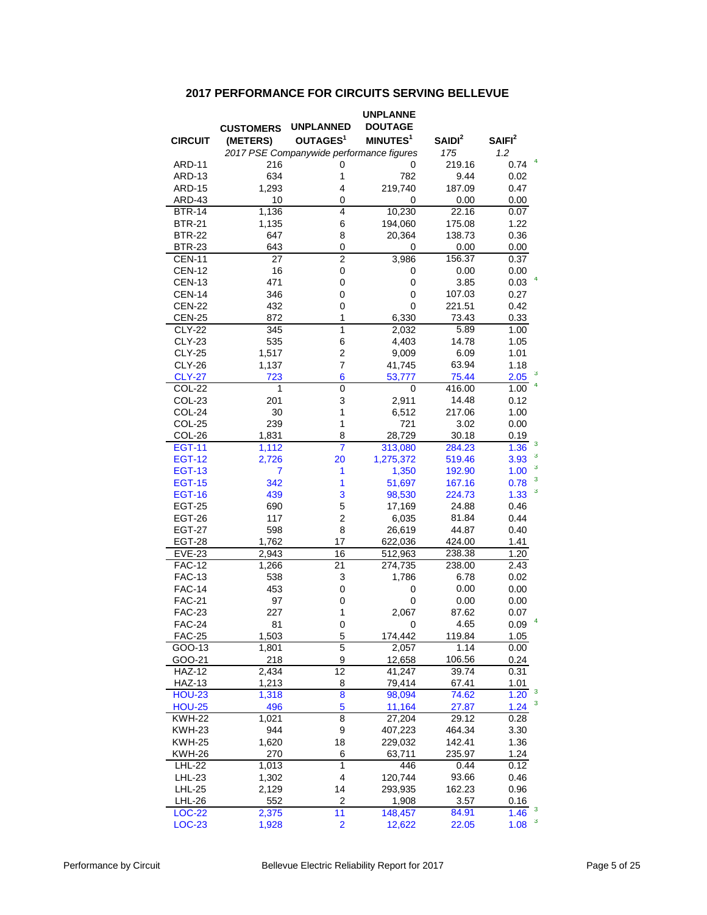## 2017 PERFORMANCE FOR CIRCUITS SERVING BELLEVUE

| CIRCUIT | CUSTOMERS (METERS) | UNPLANNED OUTAGES[1] | UNPLANNEDOUTAGE MINUTES[1] | SAIDI[2] | SAIFI[2] |
|---|---|---|---|---|---|
| | *2017 PSE Companywide performance figures* | | | *175* | *1.2* |
| ARD-11 | 216 | 0 | 0 | 219.16 | 0.74 [4] |
| ARD-13 | 634 | 1 | 782 | 9.44 | 0.02 |
| ARD-15 | 1,293 | 4 | 219,740 | 187.09 | 0.47 |
| ARD-43 | 10 | 0 | 0 | 0.00 | 0.00 |
| BTR-14 | 1,136 | 4 | 10,230 | 22.16 | 0.07 |
| BTR-21 | 1,135 | 6 | 194,060 | 175.08 | 1.22 |
| BTR-22 | 647 | 8 | 20,364 | 138.73 | 0.36 |
| BTR-23 | 643 | 0 | 0 | 0.00 | 0.00 |
| CEN-11 | 27 | 2 | 3,986 | 156.37 | 0.37 |
| CEN-12 | 16 | 0 | 0 | 0.00 | 0.00 |
| CEN-13 | 471 | 0 | 0 | 3.85 | 0.03 [4] |
| CEN-14 | 346 | 0 | 0 | 107.03 | 0.27 |
| CEN-22 | 432 | 0 | 0 | 221.51 | 0.42 |
| CEN-25 | 872 | 1 | 6,330 | 73.43 | 0.33 |
| CLY-22 | 345 | 1 | 2,032 | 5.89 | 1.00 |
| CLY-23 | 535 | 6 | 4,403 | 14.78 | 1.05 |
| CLY-25 | 1,517 | 2 | 9,009 | 6.09 | 1.01 |
| CLY-26 | 1,137 | 7 | 41,745 | 63.94 | 1.18 |
| CLY-27 | 723 | 6 | 53,777 | 75.44 | 2.05 [3] |
| COL-22 | 1 | 0 | 0 | 416.00 | 1.00 [4] |
| COL-23 | 201 | 3 | 2,911 | 14.48 | 0.12 |
| COL-24 | 30 | 1 | 6,512 | 217.06 | 1.00 |
| COL-25 | 239 | 1 | 721 | 3.02 | 0.00 |
| COL-26 | 1,831 | 8 | 28,729 | 30.18 | 0.19 |
| EGT-11 | 1,112 | 7 | 313,080 | 284.23 | 1.36 [3] |
| EGT-12 | 2,726 | 20 | 1,275,372 | 519.46 | 3.93 [3] |
| EGT-13 | 7 | 1 | 1,350 | 192.90 | 1.00 [3] |
| EGT-15 | 342 | 1 | 51,697 | 167.16 | 0.78 [3] |
| EGT-16 | 439 | 3 | 98,530 | 224.73 | 1.33 [3] |
| EGT-25 | 690 | 5 | 17,169 | 24.88 | 0.46 |
| EGT-26 | 117 | 2 | 6,035 | 81.84 | 0.44 |
| EGT-27 | 598 | 8 | 26,619 | 44.87 | 0.40 |
| EGT-28 | 1,762 | 17 | 622,036 | 424.00 | 1.41 |
| EVE-23 | 2,943 | 16 | 512,963 | 238.38 | 1.20 |
| FAC-12 | 1,266 | 21 | 274,735 | 238.00 | 2.43 |
| FAC-13 | 538 | 3 | 1,786 | 6.78 | 0.02 |
| FAC-14 | 453 | 0 | 0 | 0.00 | 0.00 |
| FAC-21 | 97 | 0 | 0 | 0.00 | 0.00 |
| FAC-23 | 227 | 1 | 2,067 | 87.62 | 0.07 |
| FAC-24 | 81 | 0 | 0 | 4.65 | 0.09 [4] |
| FAC-25 | 1,503 | 5 | 174,442 | 119.84 | 1.05 |
| GOO-13 | 1,801 | 5 | 2,057 | 1.14 | 0.00 |
| GOO-21 | 218 | 9 | 12,658 | 106.56 | 0.24 |
| HAZ-12 | 2,434 | 12 | 41,247 | 39.74 | 0.31 |
| HAZ-13 | 1,213 | 8 | 79,414 | 67.41 | 1.01 |
| HOU-23 | 1,318 | 8 | 98,094 | 74.62 | 1.20 [3] |
| HOU-25 | 496 | 5 | 11,164 | 27.87 | 1.24 [3] |
| KWH-22 | 1,021 | 8 | 27,204 | 29.12 | 0.28 |
| KWH-23 | 944 | 9 | 407,223 | 464.34 | 3.30 |
| KWH-25 | 1,620 | 18 | 229,032 | 142.41 | 1.36 |
| KWH-26 | 270 | 6 | 63,711 | 235.97 | 1.24 |
| LHL-22 | 1,013 | 1 | 446 | 0.44 | 0.12 |
| LHL-23 | 1,302 | 4 | 120,744 | 93.66 | 0.46 |
| LHL-25 | 2,129 | 14 | 293,935 | 162.23 | 0.96 |
| LHL-26 | 552 | 2 | 1,908 | 3.57 | 0.16 |
| LOC-22 | 2,375 | 11 | 148,457 | 84.91 | 1.46 [3] |
| LOC-23 | 1,928 | 2 | 12,622 | 22.05 | 1.08 [3] |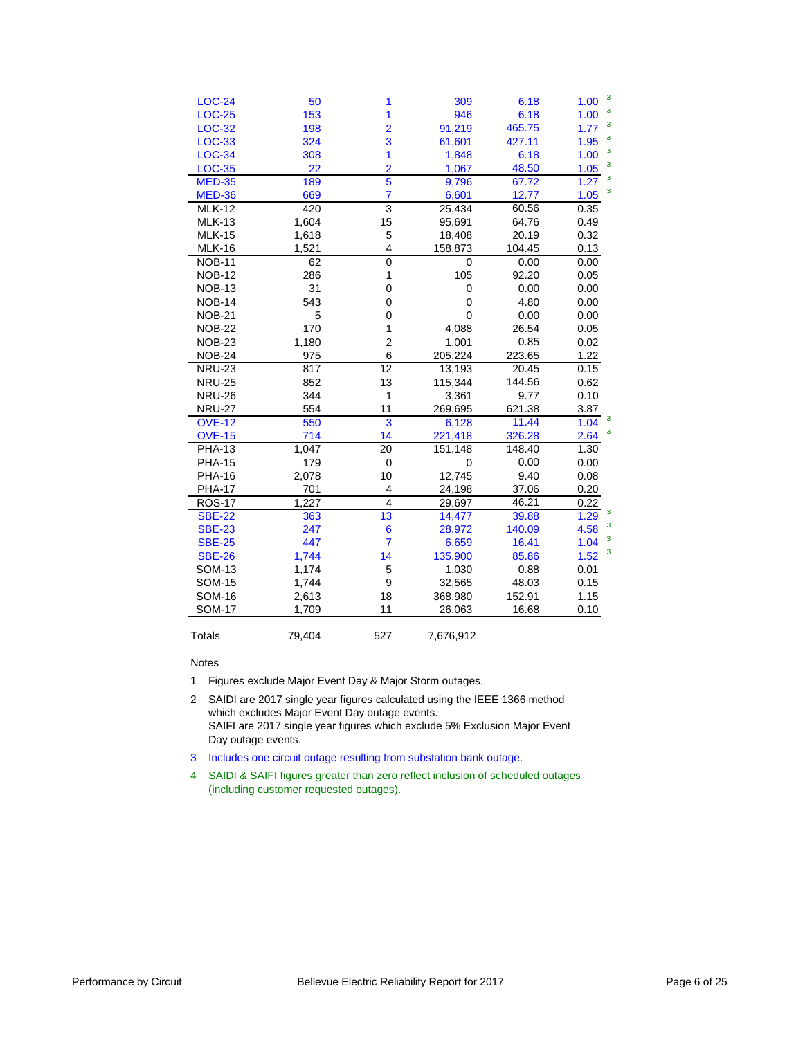| | | | | | | |
|---|---|---|---|---|---|---|
| LOC-24 | 50 | 1 | 309 | 6.18 | 1.00 | 3 |
| LOC-25 | 153 | 1 | 946 | 6.18 | 1.00 | 3 |
| LOC-32 | 198 | 2 | 91,219 | 465.75 | 1.77 | 3 |
| LOC-33 | 324 | 3 | 61,601 | 427.11 | 1.95 | 3 |
| LOC-34 | 308 | 1 | 1,848 | 6.18 | 1.00 | 3 |
| LOC-35 | 22 | 2 | 1,067 | 48.50 | 1.05 | 3 |
| MED-35 | 189 | 5 | 9,796 | 67.72 | 1.27 | 3 |
| MED-36 | 669 | 7 | 6,601 | 12.77 | 1.05 | 3 |
| MLK-12 | 420 | 3 | 25,434 | 60.56 | 0.35 | |
| MLK-13 | 1,604 | 15 | 95,691 | 64.76 | 0.49 | |
| MLK-15 | 1,618 | 5 | 18,408 | 20.19 | 0.32 | |
| MLK-16 | 1,521 | 4 | 158,873 | 104.45 | 0.13 | |
| NOB-11 | 62 | 0 | 0 | 0.00 | 0.00 | |
| NOB-12 | 286 | 1 | 105 | 92.20 | 0.05 | |
| NOB-13 | 31 | 0 | 0 | 0.00 | 0.00 | |
| NOB-14 | 543 | 0 | 0 | 4.80 | 0.00 | |
| NOB-21 | 5 | 0 | 0 | 0.00 | 0.00 | |
| NOB-22 | 170 | 1 | 4,088 | 26.54 | 0.05 | |
| NOB-23 | 1,180 | 2 | 1,001 | 0.85 | 0.02 | |
| NOB-24 | 975 | 6 | 205,224 | 223.65 | 1.22 | |
| NRU-23 | 817 | 12 | 13,193 | 20.45 | 0.15 | |
| NRU-25 | 852 | 13 | 115,344 | 144.56 | 0.62 | |
| NRU-26 | 344 | 1 | 3,361 | 9.77 | 0.10 | |
| NRU-27 | 554 | 11 | 269,695 | 621.38 | 3.87 | |
| OVE-12 | 550 | 3 | 6,128 | 11.44 | 1.04 | 3 |
| OVE-15 | 714 | 14 | 221,418 | 326.28 | 2.64 | 3 |
| PHA-13 | 1,047 | 20 | 151,148 | 148.40 | 1.30 | |
| PHA-15 | 179 | 0 | 0 | 0.00 | 0.00 | |
| PHA-16 | 2,078 | 10 | 12,745 | 9.40 | 0.08 | |
| PHA-17 | 701 | 4 | 24,198 | 37.06 | 0.20 | |
| ROS-17 | 1,227 | 4 | 29,697 | 46.21 | 0.22 | |
| SBE-22 | 363 | 13 | 14,477 | 39.88 | 1.29 | 3 |
| SBE-23 | 247 | 6 | 28,972 | 140.09 | 4.58 | 3 |
| SBE-25 | 447 | 7 | 6,659 | 16.41 | 1.04 | 3 |
| SBE-26 | 1,744 | 14 | 135,900 | 85.86 | 1.52 | 3 |
| SOM-13 | 1,174 | 5 | 1,030 | 0.88 | 0.01 | |
| SOM-15 | 1,744 | 9 | 32,565 | 48.03 | 0.15 | |
| SOM-16 | 2,613 | 18 | 368,980 | 152.91 | 1.15 | |
| SOM-17 | 1,709 | 11 | 26,063 | 16.68 | 0.10 | |
| Totals | 79,404 | 527 | 7,676,912 | | | |

Notes

1. Figures exclude Major Event Day & Major Storm outages.
2. SAIDI are 2017 single year figures calculated using the IEEE 1366 method which excludes Major Event Day outage events.
   SAIFI are 2017 single year figures which exclude 5% Exclusion Major Event Day outage events.
3. Includes one circuit outage resulting from substation bank outage.
4. SAIDI & SAIFI figures greater than zero reflect inclusion of scheduled outages (including customer requested outages).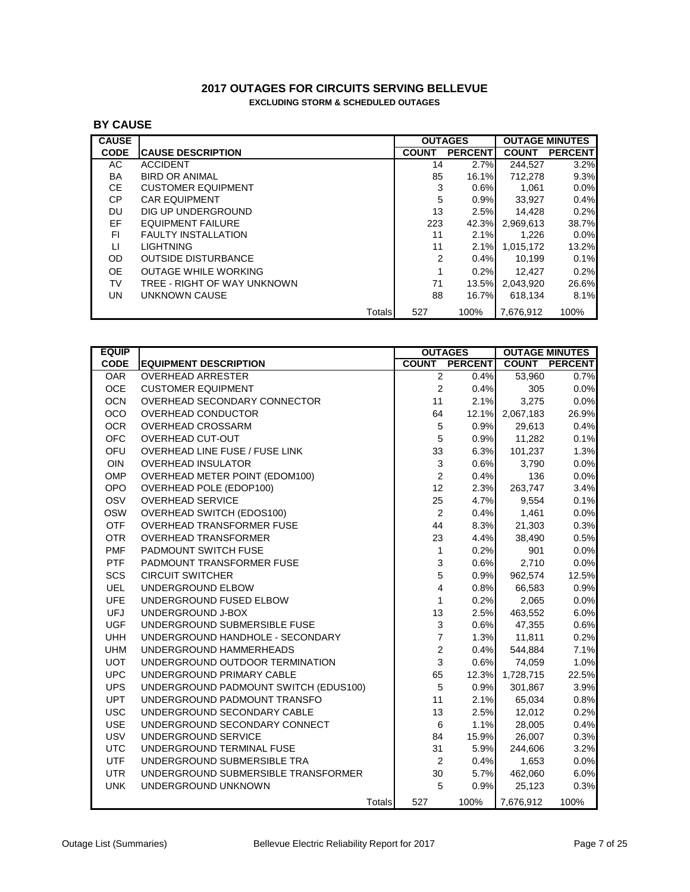# 2017 OUTAGES FOR CIRCUITS SERVING BELLEVUE

**EXCLUDING STORM & SCHEDULED OUTAGES**

## BY CAUSE

| CAUSE | | OUTAGES | | OUTAGE MINUTES | |
|---|---|---|---|---|---|
| CODE | CAUSE DESCRIPTION | COUNT | PERCENT | COUNT | PERCENT |
| AC | ACCIDENT | 14 | 2.7% | 244,527 | 3.2% |
| BA | BIRD OR ANIMAL | 85 | 16.1% | 712,278 | 9.3% |
| CE | CUSTOMER EQUIPMENT | 3 | 0.6% | 1,061 | 0.0% |
| CP | CAR EQUIPMENT | 5 | 0.9% | 33,927 | 0.4% |
| DU | DIG UP UNDERGROUND | 13 | 2.5% | 14,428 | 0.2% |
| EF | EQUIPMENT FAILURE | 223 | 42.3% | 2,969,613 | 38.7% |
| FI | FAULTY INSTALLATION | 11 | 2.1% | 1,226 | 0.0% |
| LI | LIGHTNING | 11 | 2.1% | 1,015,172 | 13.2% |
| OD | OUTSIDE DISTURBANCE | 2 | 0.4% | 10,199 | 0.1% |
| OE | OUTAGE WHILE WORKING | 1 | 0.2% | 12,427 | 0.2% |
| TV | TREE - RIGHT OF WAY UNKNOWN | 71 | 13.5% | 2,043,920 | 26.6% |
| UN | UNKNOWN CAUSE | 88 | 16.7% | 618,134 | 8.1% |
| | Totals | 527 | 100% | 7,676,912 | 100% |

| EQUIP | | OUTAGES | | OUTAGE MINUTES | |
|---|---|---|---|---|---|
| CODE | EQUIPMENT DESCRIPTION | COUNT | PERCENT | COUNT | PERCENT |
| OAR | OVERHEAD ARRESTER | 2 | 0.4% | 53,960 | 0.7% |
| OCE | CUSTOMER EQUIPMENT | 2 | 0.4% | 305 | 0.0% |
| OCN | OVERHEAD SECONDARY CONNECTOR | 11 | 2.1% | 3,275 | 0.0% |
| OCO | OVERHEAD CONDUCTOR | 64 | 12.1% | 2,067,183 | 26.9% |
| OCR | OVERHEAD CROSSARM | 5 | 0.9% | 29,613 | 0.4% |
| OFC | OVERHEAD CUT-OUT | 5 | 0.9% | 11,282 | 0.1% |
| OFU | OVERHEAD LINE FUSE / FUSE LINK | 33 | 6.3% | 101,237 | 1.3% |
| OIN | OVERHEAD INSULATOR | 3 | 0.6% | 3,790 | 0.0% |
| OMP | OVERHEAD METER POINT (EDOM100) | 2 | 0.4% | 136 | 0.0% |
| OPO | OVERHEAD POLE (EDOP100) | 12 | 2.3% | 263,747 | 3.4% |
| OSV | OVERHEAD SERVICE | 25 | 4.7% | 9,554 | 0.1% |
| OSW | OVERHEAD SWITCH (EDOS100) | 2 | 0.4% | 1,461 | 0.0% |
| OTF | OVERHEAD TRANSFORMER FUSE | 44 | 8.3% | 21,303 | 0.3% |
| OTR | OVERHEAD TRANSFORMER | 23 | 4.4% | 38,490 | 0.5% |
| PMF | PADMOUNT SWITCH FUSE | 1 | 0.2% | 901 | 0.0% |
| PTF | PADMOUNT TRANSFORMER FUSE | 3 | 0.6% | 2,710 | 0.0% |
| SCS | CIRCUIT SWITCHER | 5 | 0.9% | 962,574 | 12.5% |
| UEL | UNDERGROUND ELBOW | 4 | 0.8% | 66,583 | 0.9% |
| UFE | UNDERGROUND FUSED ELBOW | 1 | 0.2% | 2,065 | 0.0% |
| UFJ | UNDERGROUND J-BOX | 13 | 2.5% | 463,552 | 6.0% |
| UGF | UNDERGROUND SUBMERSIBLE FUSE | 3 | 0.6% | 47,355 | 0.6% |
| UHH | UNDERGROUND HANDHOLE - SECONDARY | 7 | 1.3% | 11,811 | 0.2% |
| UHM | UNDERGROUND HAMMERHEADS | 2 | 0.4% | 544,884 | 7.1% |
| UOT | UNDERGROUND OUTDOOR TERMINATION | 3 | 0.6% | 74,059 | 1.0% |
| UPC | UNDERGROUND PRIMARY CABLE | 65 | 12.3% | 1,728,715 | 22.5% |
| UPS | UNDERGROUND PADMOUNT SWITCH (EDUS100) | 5 | 0.9% | 301,867 | 3.9% |
| UPT | UNDERGROUND PADMOUNT TRANSFO | 11 | 2.1% | 65,034 | 0.8% |
| USC | UNDERGROUND SECONDARY CABLE | 13 | 2.5% | 12,012 | 0.2% |
| USE | UNDERGROUND SECONDARY CONNECT | 6 | 1.1% | 28,005 | 0.4% |
| USV | UNDERGROUND SERVICE | 84 | 15.9% | 26,007 | 0.3% |
| UTC | UNDERGROUND TERMINAL FUSE | 31 | 5.9% | 244,606 | 3.2% |
| UTF | UNDERGROUND SUBMERSIBLE TRA | 2 | 0.4% | 1,653 | 0.0% |
| UTR | UNDERGROUND SUBMERSIBLE TRANSFORMER | 30 | 5.7% | 462,060 | 6.0% |
| UNK | UNDERGROUND UNKNOWN | 5 | 0.9% | 25,123 | 0.3% |
| | Totals | 527 | 100% | 7,676,912 | 100% |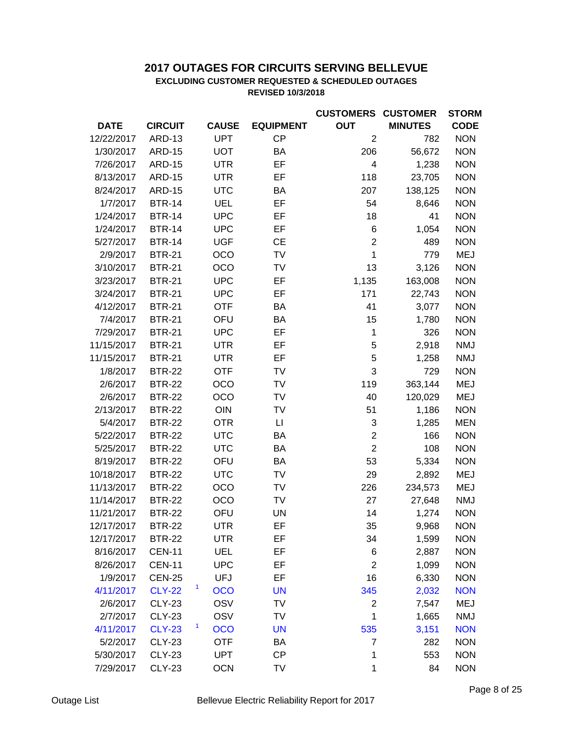# 2017 OUTAGES FOR CIRCUITS SERVING BELLEVUE

### EXCLUDING CUSTOMER REQUESTED & SCHEDULED OUTAGES

**REVISED 10/3/2018**

| DATE | CIRCUIT | | CAUSE | EQUIPMENT | CUSTOMERS OUT | CUSTOMER MINUTES | STORM CODE |
|---|---|---|---|---|---|---|---|
| 12/22/2017 | ARD-13 | | UPT | CP | 2 | 782 | NON |
| 1/30/2017 | ARD-15 | | UOT | BA | 206 | 56,672 | NON |
| 7/26/2017 | ARD-15 | | UTR | EF | 4 | 1,238 | NON |
| 8/13/2017 | ARD-15 | | UTR | EF | 118 | 23,705 | NON |
| 8/24/2017 | ARD-15 | | UTC | BA | 207 | 138,125 | NON |
| 1/7/2017 | BTR-14 | | UEL | EF | 54 | 8,646 | NON |
| 1/24/2017 | BTR-14 | | UPC | EF | 18 | 41 | NON |
| 1/24/2017 | BTR-14 | | UPC | EF | 6 | 1,054 | NON |
| 5/27/2017 | BTR-14 | | UGF | CE | 2 | 489 | NON |
| 2/9/2017 | BTR-21 | | OCO | TV | 1 | 779 | MEJ |
| 3/10/2017 | BTR-21 | | OCO | TV | 13 | 3,126 | NON |
| 3/23/2017 | BTR-21 | | UPC | EF | 1,135 | 163,008 | NON |
| 3/24/2017 | BTR-21 | | UPC | EF | 171 | 22,743 | NON |
| 4/12/2017 | BTR-21 | | OTF | BA | 41 | 3,077 | NON |
| 7/4/2017 | BTR-21 | | OFU | BA | 15 | 1,780 | NON |
| 7/29/2017 | BTR-21 | | UPC | EF | 1 | 326 | NON |
| 11/15/2017 | BTR-21 | | UTR | EF | 5 | 2,918 | NMJ |
| 11/15/2017 | BTR-21 | | UTR | EF | 5 | 1,258 | NMJ |
| 1/8/2017 | BTR-22 | | OTF | TV | 3 | 729 | NON |
| 2/6/2017 | BTR-22 | | OCO | TV | 119 | 363,144 | MEJ |
| 2/6/2017 | BTR-22 | | OCO | TV | 40 | 120,029 | MEJ |
| 2/13/2017 | BTR-22 | | OIN | TV | 51 | 1,186 | NON |
| 5/4/2017 | BTR-22 | | OTR | LI | 3 | 1,285 | MEN |
| 5/22/2017 | BTR-22 | | UTC | BA | 2 | 166 | NON |
| 5/25/2017 | BTR-22 | | UTC | BA | 2 | 108 | NON |
| 8/19/2017 | BTR-22 | | OFU | BA | 53 | 5,334 | NON |
| 10/18/2017 | BTR-22 | | UTC | TV | 29 | 2,892 | MEJ |
| 11/13/2017 | BTR-22 | | OCO | TV | 226 | 234,573 | MEJ |
| 11/14/2017 | BTR-22 | | OCO | TV | 27 | 27,648 | NMJ |
| 11/21/2017 | BTR-22 | | OFU | UN | 14 | 1,274 | NON |
| 12/17/2017 | BTR-22 | | UTR | EF | 35 | 9,968 | NON |
| 12/17/2017 | BTR-22 | | UTR | EF | 34 | 1,599 | NON |
| 8/16/2017 | CEN-11 | | UEL | EF | 6 | 2,887 | NON |
| 8/26/2017 | CEN-11 | | UPC | EF | 2 | 1,099 | NON |
| 1/9/2017 | CEN-25 | | UFJ | EF | 16 | 6,330 | NON |
| 4/11/2017 | CLY-22 | [1] | OCO | UN | 345 | 2,032 | NON |
| 2/6/2017 | CLY-23 | | OSV | TV | 2 | 7,547 | MEJ |
| 2/7/2017 | CLY-23 | | OSV | TV | 1 | 1,665 | NMJ |
| 4/11/2017 | CLY-23 | [1] | OCO | UN | 535 | 3,151 | NON |
| 5/2/2017 | CLY-23 | | OTF | BA | 7 | 282 | NON |
| 5/30/2017 | CLY-23 | | UPT | CP | 1 | 553 | NON |
| 7/29/2017 | CLY-23 | | OCN | TV | 1 | 84 | NON |

Outage List — Bellevue Electric Reliability Report for 2017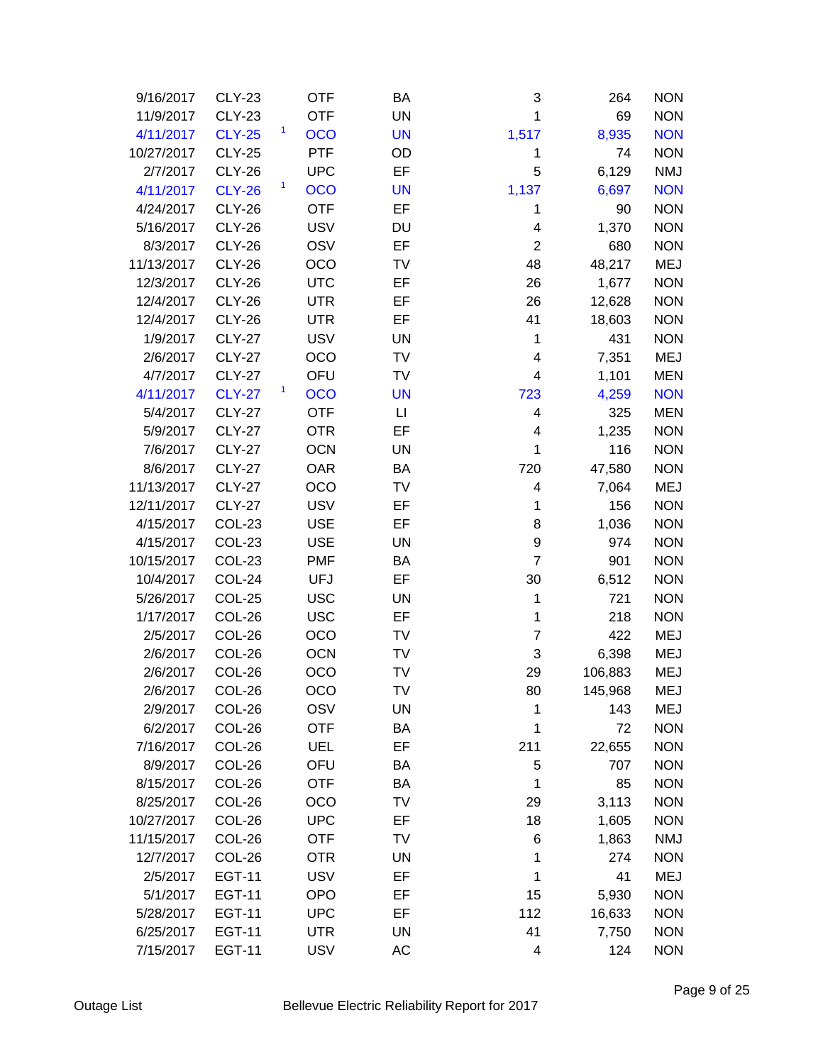| | | | | | | | |
|---|---|---|---|---|---|---|---|
| 9/16/2017 | CLY-23 | | OTF | BA | 3 | 264 | NON |
| 11/9/2017 | CLY-23 | | OTF | UN | 1 | 69 | NON |
| 4/11/2017 | CLY-25 | 1 | OCO | UN | 1,517 | 8,935 | NON |
| 10/27/2017 | CLY-25 | | PTF | OD | 1 | 74 | NON |
| 2/7/2017 | CLY-26 | | UPC | EF | 5 | 6,129 | NMJ |
| 4/11/2017 | CLY-26 | 1 | OCO | UN | 1,137 | 6,697 | NON |
| 4/24/2017 | CLY-26 | | OTF | EF | 1 | 90 | NON |
| 5/16/2017 | CLY-26 | | USV | DU | 4 | 1,370 | NON |
| 8/3/2017 | CLY-26 | | OSV | EF | 2 | 680 | NON |
| 11/13/2017 | CLY-26 | | OCO | TV | 48 | 48,217 | MEJ |
| 12/3/2017 | CLY-26 | | UTC | EF | 26 | 1,677 | NON |
| 12/4/2017 | CLY-26 | | UTR | EF | 26 | 12,628 | NON |
| 12/4/2017 | CLY-26 | | UTR | EF | 41 | 18,603 | NON |
| 1/9/2017 | CLY-27 | | USV | UN | 1 | 431 | NON |
| 2/6/2017 | CLY-27 | | OCO | TV | 4 | 7,351 | MEJ |
| 4/7/2017 | CLY-27 | | OFU | TV | 4 | 1,101 | MEN |
| 4/11/2017 | CLY-27 | 1 | OCO | UN | 723 | 4,259 | NON |
| 5/4/2017 | CLY-27 | | OTF | LI | 4 | 325 | MEN |
| 5/9/2017 | CLY-27 | | OTR | EF | 4 | 1,235 | NON |
| 7/6/2017 | CLY-27 | | OCN | UN | 1 | 116 | NON |
| 8/6/2017 | CLY-27 | | OAR | BA | 720 | 47,580 | NON |
| 11/13/2017 | CLY-27 | | OCO | TV | 4 | 7,064 | MEJ |
| 12/11/2017 | CLY-27 | | USV | EF | 1 | 156 | NON |
| 4/15/2017 | COL-23 | | USE | EF | 8 | 1,036 | NON |
| 4/15/2017 | COL-23 | | USE | UN | 9 | 974 | NON |
| 10/15/2017 | COL-23 | | PMF | BA | 7 | 901 | NON |
| 10/4/2017 | COL-24 | | UFJ | EF | 30 | 6,512 | NON |
| 5/26/2017 | COL-25 | | USC | UN | 1 | 721 | NON |
| 1/17/2017 | COL-26 | | USC | EF | 1 | 218 | NON |
| 2/5/2017 | COL-26 | | OCO | TV | 7 | 422 | MEJ |
| 2/6/2017 | COL-26 | | OCN | TV | 3 | 6,398 | MEJ |
| 2/6/2017 | COL-26 | | OCO | TV | 29 | 106,883 | MEJ |
| 2/6/2017 | COL-26 | | OCO | TV | 80 | 145,968 | MEJ |
| 2/9/2017 | COL-26 | | OSV | UN | 1 | 143 | MEJ |
| 6/2/2017 | COL-26 | | OTF | BA | 1 | 72 | NON |
| 7/16/2017 | COL-26 | | UEL | EF | 211 | 22,655 | NON |
| 8/9/2017 | COL-26 | | OFU | BA | 5 | 707 | NON |
| 8/15/2017 | COL-26 | | OTF | BA | 1 | 85 | NON |
| 8/25/2017 | COL-26 | | OCO | TV | 29 | 3,113 | NON |
| 10/27/2017 | COL-26 | | UPC | EF | 18 | 1,605 | NON |
| 11/15/2017 | COL-26 | | OTF | TV | 6 | 1,863 | NMJ |
| 12/7/2017 | COL-26 | | OTR | UN | 1 | 274 | NON |
| 2/5/2017 | EGT-11 | | USV | EF | 1 | 41 | MEJ |
| 5/1/2017 | EGT-11 | | OPO | EF | 15 | 5,930 | NON |
| 5/28/2017 | EGT-11 | | UPC | EF | 112 | 16,633 | NON |
| 6/25/2017 | EGT-11 | | UTR | UN | 41 | 7,750 | NON |
| 7/15/2017 | EGT-11 | | USV | AC | 4 | 124 | NON |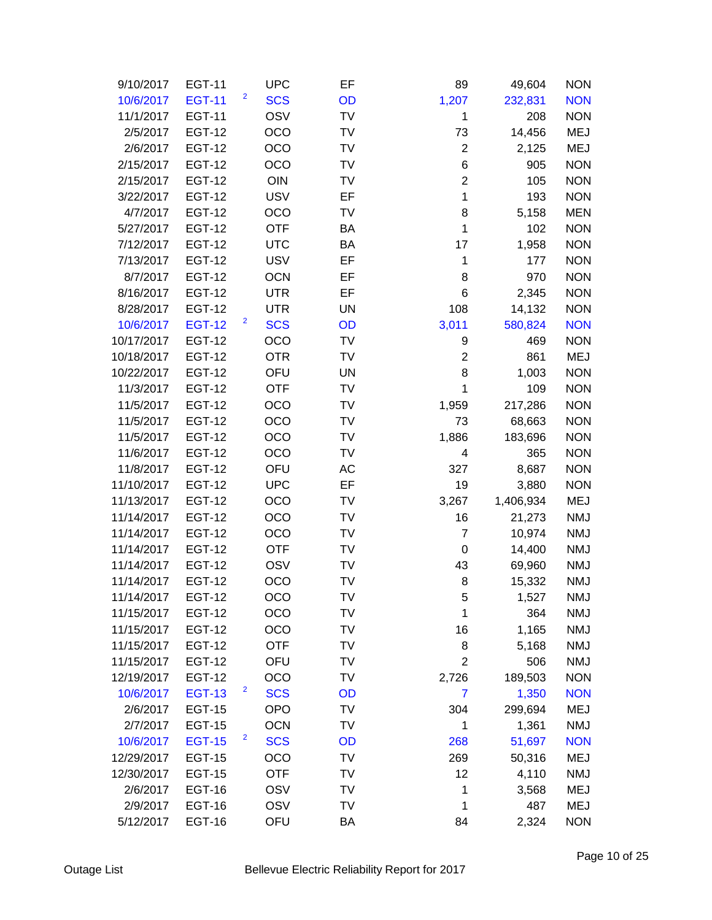| | | | | | | | |
|---|---|---|---|---|---|---|---|
| 9/10/2017 | EGT-11 | | UPC | EF | 89 | 49,604 | NON |
| 10/6/2017 | EGT-11 | 2 | SCS | OD | 1,207 | 232,831 | NON |
| 11/1/2017 | EGT-11 | | OSV | TV | 1 | 208 | NON |
| 2/5/2017 | EGT-12 | | OCO | TV | 73 | 14,456 | MEJ |
| 2/6/2017 | EGT-12 | | OCO | TV | 2 | 2,125 | MEJ |
| 2/15/2017 | EGT-12 | | OCO | TV | 6 | 905 | NON |
| 2/15/2017 | EGT-12 | | OIN | TV | 2 | 105 | NON |
| 3/22/2017 | EGT-12 | | USV | EF | 1 | 193 | NON |
| 4/7/2017 | EGT-12 | | OCO | TV | 8 | 5,158 | MEN |
| 5/27/2017 | EGT-12 | | OTF | BA | 1 | 102 | NON |
| 7/12/2017 | EGT-12 | | UTC | BA | 17 | 1,958 | NON |
| 7/13/2017 | EGT-12 | | USV | EF | 1 | 177 | NON |
| 8/7/2017 | EGT-12 | | OCN | EF | 8 | 970 | NON |
| 8/16/2017 | EGT-12 | | UTR | EF | 6 | 2,345 | NON |
| 8/28/2017 | EGT-12 | | UTR | UN | 108 | 14,132 | NON |
| 10/6/2017 | EGT-12 | 2 | SCS | OD | 3,011 | 580,824 | NON |
| 10/17/2017 | EGT-12 | | OCO | TV | 9 | 469 | NON |
| 10/18/2017 | EGT-12 | | OTR | TV | 2 | 861 | MEJ |
| 10/22/2017 | EGT-12 | | OFU | UN | 8 | 1,003 | NON |
| 11/3/2017 | EGT-12 | | OTF | TV | 1 | 109 | NON |
| 11/5/2017 | EGT-12 | | OCO | TV | 1,959 | 217,286 | NON |
| 11/5/2017 | EGT-12 | | OCO | TV | 73 | 68,663 | NON |
| 11/5/2017 | EGT-12 | | OCO | TV | 1,886 | 183,696 | NON |
| 11/6/2017 | EGT-12 | | OCO | TV | 4 | 365 | NON |
| 11/8/2017 | EGT-12 | | OFU | AC | 327 | 8,687 | NON |
| 11/10/2017 | EGT-12 | | UPC | EF | 19 | 3,880 | NON |
| 11/13/2017 | EGT-12 | | OCO | TV | 3,267 | 1,406,934 | MEJ |
| 11/14/2017 | EGT-12 | | OCO | TV | 16 | 21,273 | NMJ |
| 11/14/2017 | EGT-12 | | OCO | TV | 7 | 10,974 | NMJ |
| 11/14/2017 | EGT-12 | | OTF | TV | 0 | 14,400 | NMJ |
| 11/14/2017 | EGT-12 | | OSV | TV | 43 | 69,960 | NMJ |
| 11/14/2017 | EGT-12 | | OCO | TV | 8 | 15,332 | NMJ |
| 11/14/2017 | EGT-12 | | OCO | TV | 5 | 1,527 | NMJ |
| 11/15/2017 | EGT-12 | | OCO | TV | 1 | 364 | NMJ |
| 11/15/2017 | EGT-12 | | OCO | TV | 16 | 1,165 | NMJ |
| 11/15/2017 | EGT-12 | | OTF | TV | 8 | 5,168 | NMJ |
| 11/15/2017 | EGT-12 | | OFU | TV | 2 | 506 | NMJ |
| 12/19/2017 | EGT-12 | | OCO | TV | 2,726 | 189,503 | NON |
| 10/6/2017 | EGT-13 | 2 | SCS | OD | 7 | 1,350 | NON |
| 2/6/2017 | EGT-15 | | OPO | TV | 304 | 299,694 | MEJ |
| 2/7/2017 | EGT-15 | | OCN | TV | 1 | 1,361 | NMJ |
| 10/6/2017 | EGT-15 | 2 | SCS | OD | 268 | 51,697 | NON |
| 12/29/2017 | EGT-15 | | OCO | TV | 269 | 50,316 | MEJ |
| 12/30/2017 | EGT-15 | | OTF | TV | 12 | 4,110 | NMJ |
| 2/6/2017 | EGT-16 | | OSV | TV | 1 | 3,568 | MEJ |
| 2/9/2017 | EGT-16 | | OSV | TV | 1 | 487 | MEJ |
| 5/12/2017 | EGT-16 | | OFU | BA | 84 | 2,324 | NON |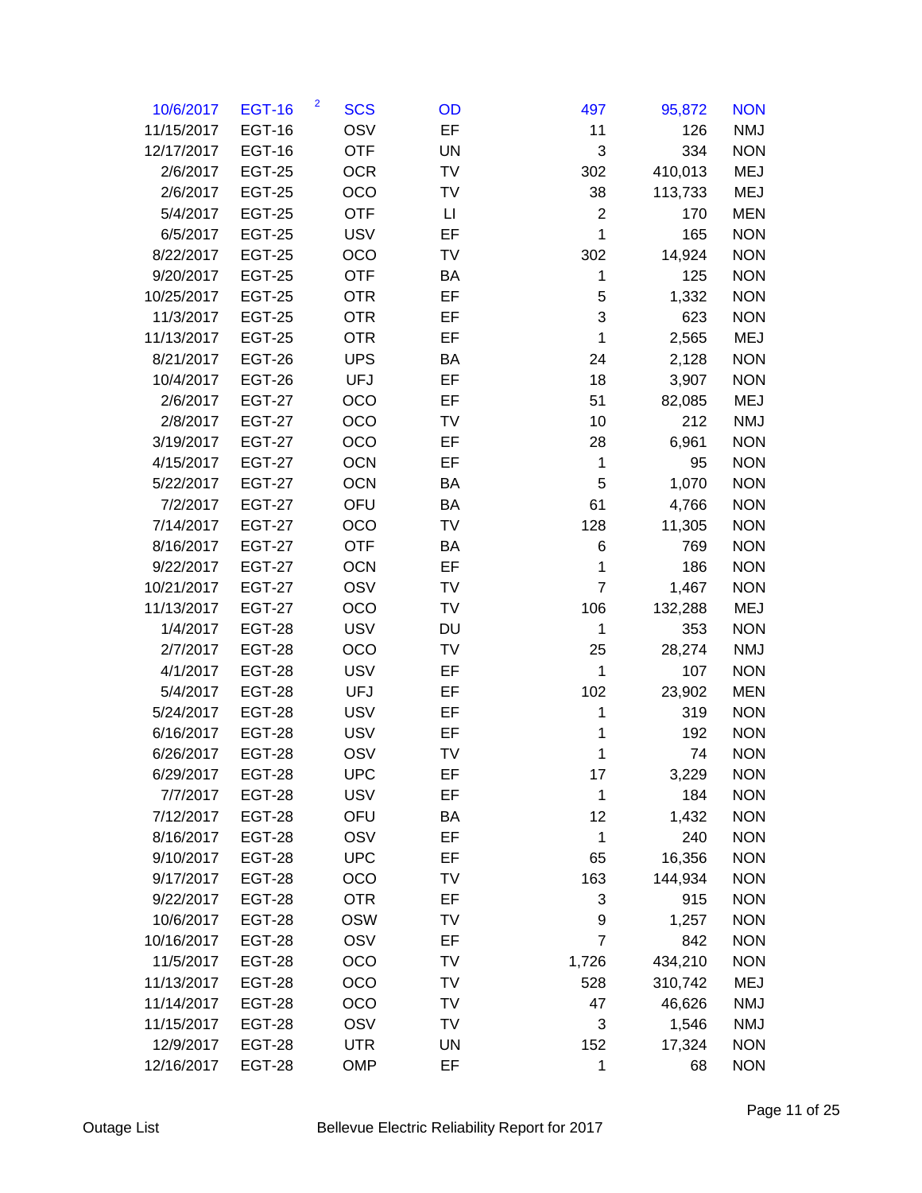| | | | | | | |
|---|---|---|---|---|---|---|
| 10/6/2017 | EGT-16 [2] | SCS | OD | 497 | 95,872 | NON |
| 11/15/2017 | EGT-16 | OSV | EF | 11 | 126 | NMJ |
| 12/17/2017 | EGT-16 | OTF | UN | 3 | 334 | NON |
| 2/6/2017 | EGT-25 | OCR | TV | 302 | 410,013 | MEJ |
| 2/6/2017 | EGT-25 | OCO | TV | 38 | 113,733 | MEJ |
| 5/4/2017 | EGT-25 | OTF | LI | 2 | 170 | MEN |
| 6/5/2017 | EGT-25 | USV | EF | 1 | 165 | NON |
| 8/22/2017 | EGT-25 | OCO | TV | 302 | 14,924 | NON |
| 9/20/2017 | EGT-25 | OTF | BA | 1 | 125 | NON |
| 10/25/2017 | EGT-25 | OTR | EF | 5 | 1,332 | NON |
| 11/3/2017 | EGT-25 | OTR | EF | 3 | 623 | NON |
| 11/13/2017 | EGT-25 | OTR | EF | 1 | 2,565 | MEJ |
| 8/21/2017 | EGT-26 | UPS | BA | 24 | 2,128 | NON |
| 10/4/2017 | EGT-26 | UFJ | EF | 18 | 3,907 | NON |
| 2/6/2017 | EGT-27 | OCO | EF | 51 | 82,085 | MEJ |
| 2/8/2017 | EGT-27 | OCO | TV | 10 | 212 | NMJ |
| 3/19/2017 | EGT-27 | OCO | EF | 28 | 6,961 | NON |
| 4/15/2017 | EGT-27 | OCN | EF | 1 | 95 | NON |
| 5/22/2017 | EGT-27 | OCN | BA | 5 | 1,070 | NON |
| 7/2/2017 | EGT-27 | OFU | BA | 61 | 4,766 | NON |
| 7/14/2017 | EGT-27 | OCO | TV | 128 | 11,305 | NON |
| 8/16/2017 | EGT-27 | OTF | BA | 6 | 769 | NON |
| 9/22/2017 | EGT-27 | OCN | EF | 1 | 186 | NON |
| 10/21/2017 | EGT-27 | OSV | TV | 7 | 1,467 | NON |
| 11/13/2017 | EGT-27 | OCO | TV | 106 | 132,288 | MEJ |
| 1/4/2017 | EGT-28 | USV | DU | 1 | 353 | NON |
| 2/7/2017 | EGT-28 | OCO | TV | 25 | 28,274 | NMJ |
| 4/1/2017 | EGT-28 | USV | EF | 1 | 107 | NON |
| 5/4/2017 | EGT-28 | UFJ | EF | 102 | 23,902 | MEN |
| 5/24/2017 | EGT-28 | USV | EF | 1 | 319 | NON |
| 6/16/2017 | EGT-28 | USV | EF | 1 | 192 | NON |
| 6/26/2017 | EGT-28 | OSV | TV | 1 | 74 | NON |
| 6/29/2017 | EGT-28 | UPC | EF | 17 | 3,229 | NON |
| 7/7/2017 | EGT-28 | USV | EF | 1 | 184 | NON |
| 7/12/2017 | EGT-28 | OFU | BA | 12 | 1,432 | NON |
| 8/16/2017 | EGT-28 | OSV | EF | 1 | 240 | NON |
| 9/10/2017 | EGT-28 | UPC | EF | 65 | 16,356 | NON |
| 9/17/2017 | EGT-28 | OCO | TV | 163 | 144,934 | NON |
| 9/22/2017 | EGT-28 | OTR | EF | 3 | 915 | NON |
| 10/6/2017 | EGT-28 | OSW | TV | 9 | 1,257 | NON |
| 10/16/2017 | EGT-28 | OSV | EF | 7 | 842 | NON |
| 11/5/2017 | EGT-28 | OCO | TV | 1,726 | 434,210 | NON |
| 11/13/2017 | EGT-28 | OCO | TV | 528 | 310,742 | MEJ |
| 11/14/2017 | EGT-28 | OCO | TV | 47 | 46,626 | NMJ |
| 11/15/2017 | EGT-28 | OSV | TV | 3 | 1,546 | NMJ |
| 12/9/2017 | EGT-28 | UTR | UN | 152 | 17,324 | NON |
| 12/16/2017 | EGT-28 | OMP | EF | 1 | 68 | NON |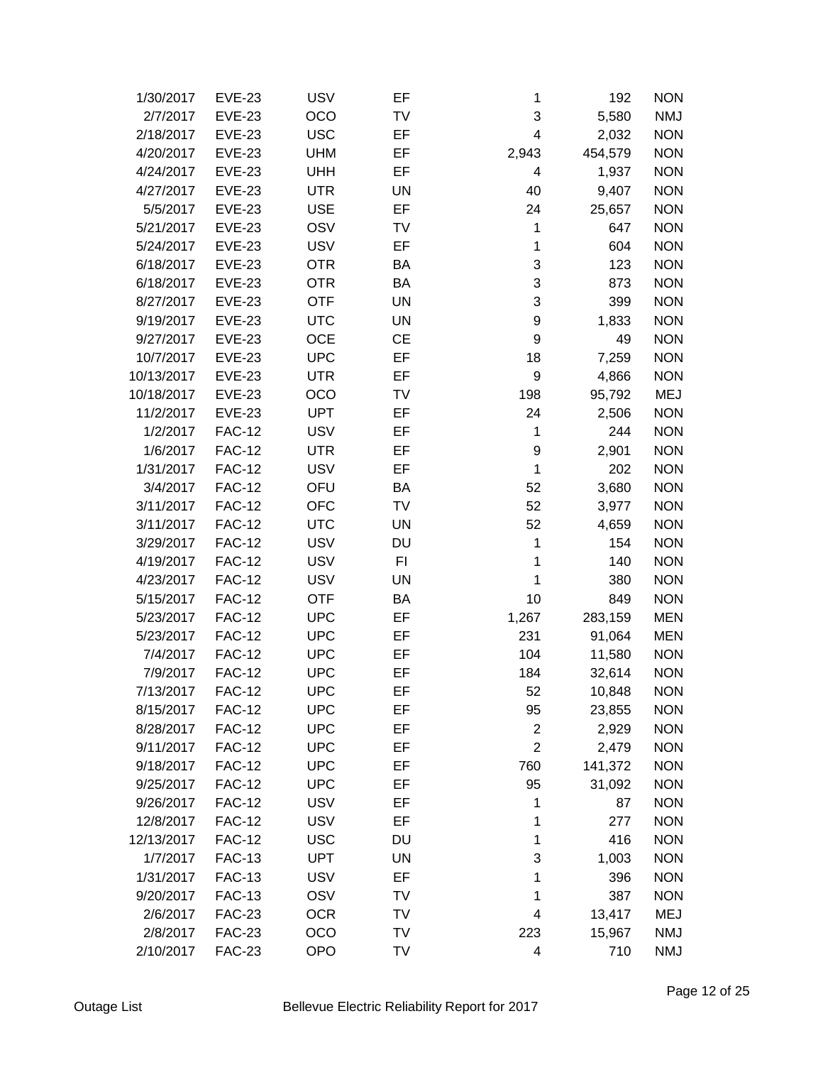| | | | | | | |
|---|---|---|---|---|---|---|
| 1/30/2017 | EVE-23 | USV | EF | 1 | 192 | NON |
| 2/7/2017 | EVE-23 | OCO | TV | 3 | 5,580 | NMJ |
| 2/18/2017 | EVE-23 | USC | EF | 4 | 2,032 | NON |
| 4/20/2017 | EVE-23 | UHM | EF | 2,943 | 454,579 | NON |
| 4/24/2017 | EVE-23 | UHH | EF | 4 | 1,937 | NON |
| 4/27/2017 | EVE-23 | UTR | UN | 40 | 9,407 | NON |
| 5/5/2017 | EVE-23 | USE | EF | 24 | 25,657 | NON |
| 5/21/2017 | EVE-23 | OSV | TV | 1 | 647 | NON |
| 5/24/2017 | EVE-23 | USV | EF | 1 | 604 | NON |
| 6/18/2017 | EVE-23 | OTR | BA | 3 | 123 | NON |
| 6/18/2017 | EVE-23 | OTR | BA | 3 | 873 | NON |
| 8/27/2017 | EVE-23 | OTF | UN | 3 | 399 | NON |
| 9/19/2017 | EVE-23 | UTC | UN | 9 | 1,833 | NON |
| 9/27/2017 | EVE-23 | OCE | CE | 9 | 49 | NON |
| 10/7/2017 | EVE-23 | UPC | EF | 18 | 7,259 | NON |
| 10/13/2017 | EVE-23 | UTR | EF | 9 | 4,866 | NON |
| 10/18/2017 | EVE-23 | OCO | TV | 198 | 95,792 | MEJ |
| 11/2/2017 | EVE-23 | UPT | EF | 24 | 2,506 | NON |
| 1/2/2017 | FAC-12 | USV | EF | 1 | 244 | NON |
| 1/6/2017 | FAC-12 | UTR | EF | 9 | 2,901 | NON |
| 1/31/2017 | FAC-12 | USV | EF | 1 | 202 | NON |
| 3/4/2017 | FAC-12 | OFU | BA | 52 | 3,680 | NON |
| 3/11/2017 | FAC-12 | OFC | TV | 52 | 3,977 | NON |
| 3/11/2017 | FAC-12 | UTC | UN | 52 | 4,659 | NON |
| 3/29/2017 | FAC-12 | USV | DU | 1 | 154 | NON |
| 4/19/2017 | FAC-12 | USV | FI | 1 | 140 | NON |
| 4/23/2017 | FAC-12 | USV | UN | 1 | 380 | NON |
| 5/15/2017 | FAC-12 | OTF | BA | 10 | 849 | NON |
| 5/23/2017 | FAC-12 | UPC | EF | 1,267 | 283,159 | MEN |
| 5/23/2017 | FAC-12 | UPC | EF | 231 | 91,064 | MEN |
| 7/4/2017 | FAC-12 | UPC | EF | 104 | 11,580 | NON |
| 7/9/2017 | FAC-12 | UPC | EF | 184 | 32,614 | NON |
| 7/13/2017 | FAC-12 | UPC | EF | 52 | 10,848 | NON |
| 8/15/2017 | FAC-12 | UPC | EF | 95 | 23,855 | NON |
| 8/28/2017 | FAC-12 | UPC | EF | 2 | 2,929 | NON |
| 9/11/2017 | FAC-12 | UPC | EF | 2 | 2,479 | NON |
| 9/18/2017 | FAC-12 | UPC | EF | 760 | 141,372 | NON |
| 9/25/2017 | FAC-12 | UPC | EF | 95 | 31,092 | NON |
| 9/26/2017 | FAC-12 | USV | EF | 1 | 87 | NON |
| 12/8/2017 | FAC-12 | USV | EF | 1 | 277 | NON |
| 12/13/2017 | FAC-12 | USC | DU | 1 | 416 | NON |
| 1/7/2017 | FAC-13 | UPT | UN | 3 | 1,003 | NON |
| 1/31/2017 | FAC-13 | USV | EF | 1 | 396 | NON |
| 9/20/2017 | FAC-13 | OSV | TV | 1 | 387 | NON |
| 2/6/2017 | FAC-23 | OCR | TV | 4 | 13,417 | MEJ |
| 2/8/2017 | FAC-23 | OCO | TV | 223 | 15,967 | NMJ |
| 2/10/2017 | FAC-23 | OPO | TV | 4 | 710 | NMJ |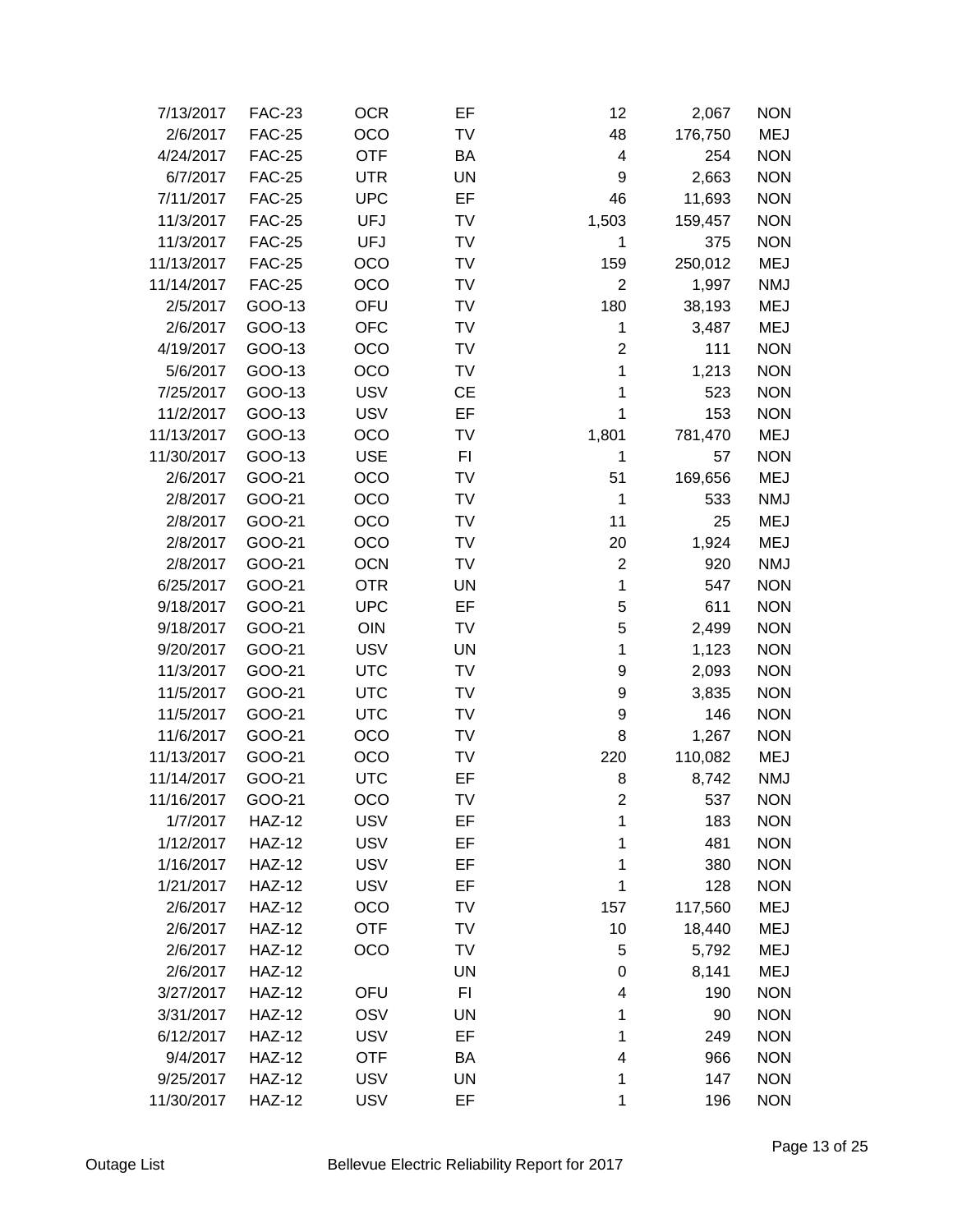| | | | | | | |
|---|---|---|---|---|---|---|
| 7/13/2017 | FAC-23 | OCR | EF | 12 | 2,067 | NON |
| 2/6/2017 | FAC-25 | OCO | TV | 48 | 176,750 | MEJ |
| 4/24/2017 | FAC-25 | OTF | BA | 4 | 254 | NON |
| 6/7/2017 | FAC-25 | UTR | UN | 9 | 2,663 | NON |
| 7/11/2017 | FAC-25 | UPC | EF | 46 | 11,693 | NON |
| 11/3/2017 | FAC-25 | UFJ | TV | 1,503 | 159,457 | NON |
| 11/3/2017 | FAC-25 | UFJ | TV | 1 | 375 | NON |
| 11/13/2017 | FAC-25 | OCO | TV | 159 | 250,012 | MEJ |
| 11/14/2017 | FAC-25 | OCO | TV | 2 | 1,997 | NMJ |
| 2/5/2017 | GOO-13 | OFU | TV | 180 | 38,193 | MEJ |
| 2/6/2017 | GOO-13 | OFC | TV | 1 | 3,487 | MEJ |
| 4/19/2017 | GOO-13 | OCO | TV | 2 | 111 | NON |
| 5/6/2017 | GOO-13 | OCO | TV | 1 | 1,213 | NON |
| 7/25/2017 | GOO-13 | USV | CE | 1 | 523 | NON |
| 11/2/2017 | GOO-13 | USV | EF | 1 | 153 | NON |
| 11/13/2017 | GOO-13 | OCO | TV | 1,801 | 781,470 | MEJ |
| 11/30/2017 | GOO-13 | USE | FI | 1 | 57 | NON |
| 2/6/2017 | GOO-21 | OCO | TV | 51 | 169,656 | MEJ |
| 2/8/2017 | GOO-21 | OCO | TV | 1 | 533 | NMJ |
| 2/8/2017 | GOO-21 | OCO | TV | 11 | 25 | MEJ |
| 2/8/2017 | GOO-21 | OCO | TV | 20 | 1,924 | MEJ |
| 2/8/2017 | GOO-21 | OCN | TV | 2 | 920 | NMJ |
| 6/25/2017 | GOO-21 | OTR | UN | 1 | 547 | NON |
| 9/18/2017 | GOO-21 | UPC | EF | 5 | 611 | NON |
| 9/18/2017 | GOO-21 | OIN | TV | 5 | 2,499 | NON |
| 9/20/2017 | GOO-21 | USV | UN | 1 | 1,123 | NON |
| 11/3/2017 | GOO-21 | UTC | TV | 9 | 2,093 | NON |
| 11/5/2017 | GOO-21 | UTC | TV | 9 | 3,835 | NON |
| 11/5/2017 | GOO-21 | UTC | TV | 9 | 146 | NON |
| 11/6/2017 | GOO-21 | OCO | TV | 8 | 1,267 | NON |
| 11/13/2017 | GOO-21 | OCO | TV | 220 | 110,082 | MEJ |
| 11/14/2017 | GOO-21 | UTC | EF | 8 | 8,742 | NMJ |
| 11/16/2017 | GOO-21 | OCO | TV | 2 | 537 | NON |
| 1/7/2017 | HAZ-12 | USV | EF | 1 | 183 | NON |
| 1/12/2017 | HAZ-12 | USV | EF | 1 | 481 | NON |
| 1/16/2017 | HAZ-12 | USV | EF | 1 | 380 | NON |
| 1/21/2017 | HAZ-12 | USV | EF | 1 | 128 | NON |
| 2/6/2017 | HAZ-12 | OCO | TV | 157 | 117,560 | MEJ |
| 2/6/2017 | HAZ-12 | OTF | TV | 10 | 18,440 | MEJ |
| 2/6/2017 | HAZ-12 | OCO | TV | 5 | 5,792 | MEJ |
| 2/6/2017 | HAZ-12 | | UN | 0 | 8,141 | MEJ |
| 3/27/2017 | HAZ-12 | OFU | FI | 4 | 190 | NON |
| 3/31/2017 | HAZ-12 | OSV | UN | 1 | 90 | NON |
| 6/12/2017 | HAZ-12 | USV | EF | 1 | 249 | NON |
| 9/4/2017 | HAZ-12 | OTF | BA | 4 | 966 | NON |
| 9/25/2017 | HAZ-12 | USV | UN | 1 | 147 | NON |
| 11/30/2017 | HAZ-12 | USV | EF | 1 | 196 | NON |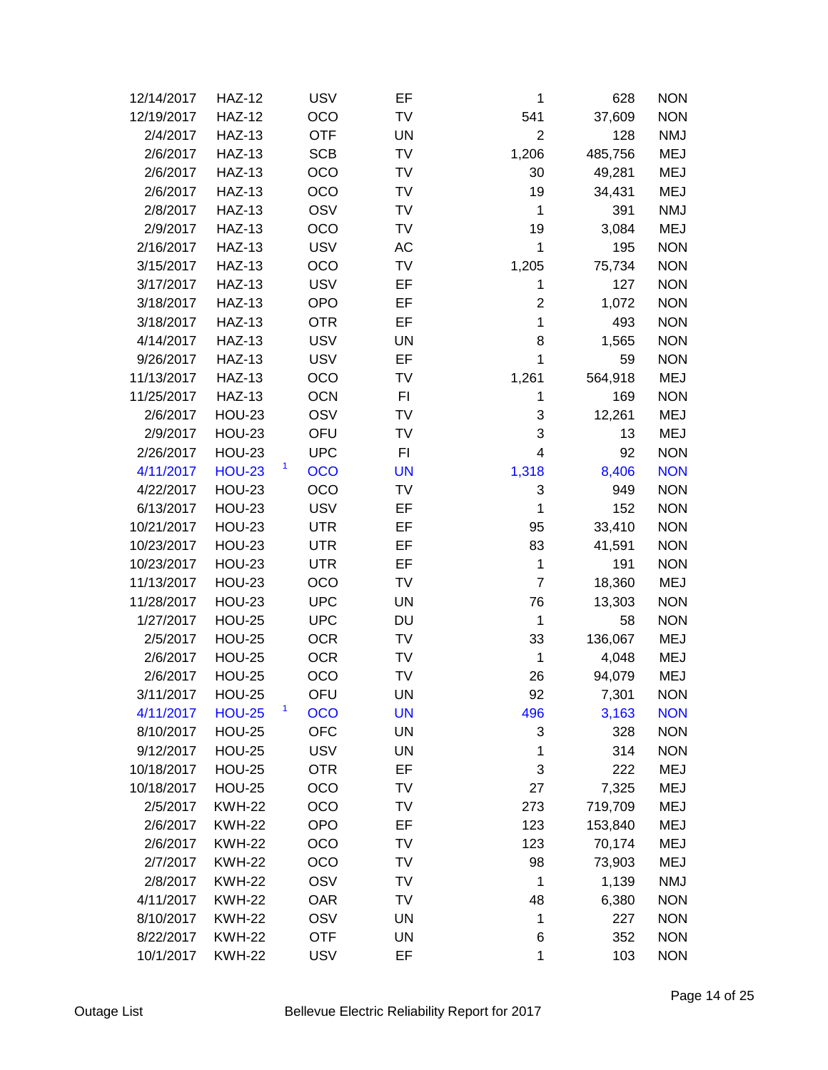| | | | | | | | |
|---|---|---|---|---|---|---|---|
| 12/14/2017 | HAZ-12 | | USV | EF | 1 | 628 | NON |
| 12/19/2017 | HAZ-12 | | OCO | TV | 541 | 37,609 | NON |
| 2/4/2017 | HAZ-13 | | OTF | UN | 2 | 128 | NMJ |
| 2/6/2017 | HAZ-13 | | SCB | TV | 1,206 | 485,756 | MEJ |
| 2/6/2017 | HAZ-13 | | OCO | TV | 30 | 49,281 | MEJ |
| 2/6/2017 | HAZ-13 | | OCO | TV | 19 | 34,431 | MEJ |
| 2/8/2017 | HAZ-13 | | OSV | TV | 1 | 391 | NMJ |
| 2/9/2017 | HAZ-13 | | OCO | TV | 19 | 3,084 | MEJ |
| 2/16/2017 | HAZ-13 | | USV | AC | 1 | 195 | NON |
| 3/15/2017 | HAZ-13 | | OCO | TV | 1,205 | 75,734 | NON |
| 3/17/2017 | HAZ-13 | | USV | EF | 1 | 127 | NON |
| 3/18/2017 | HAZ-13 | | OPO | EF | 2 | 1,072 | NON |
| 3/18/2017 | HAZ-13 | | OTR | EF | 1 | 493 | NON |
| 4/14/2017 | HAZ-13 | | USV | UN | 8 | 1,565 | NON |
| 9/26/2017 | HAZ-13 | | USV | EF | 1 | 59 | NON |
| 11/13/2017 | HAZ-13 | | OCO | TV | 1,261 | 564,918 | MEJ |
| 11/25/2017 | HAZ-13 | | OCN | FI | 1 | 169 | NON |
| 2/6/2017 | HOU-23 | | OSV | TV | 3 | 12,261 | MEJ |
| 2/9/2017 | HOU-23 | | OFU | TV | 3 | 13 | MEJ |
| 2/26/2017 | HOU-23 | | UPC | FI | 4 | 92 | NON |
| 4/11/2017 | HOU-23 | [1] | OCO | UN | 1,318 | 8,406 | NON |
| 4/22/2017 | HOU-23 | | OCO | TV | 3 | 949 | NON |
| 6/13/2017 | HOU-23 | | USV | EF | 1 | 152 | NON |
| 10/21/2017 | HOU-23 | | UTR | EF | 95 | 33,410 | NON |
| 10/23/2017 | HOU-23 | | UTR | EF | 83 | 41,591 | NON |
| 10/23/2017 | HOU-23 | | UTR | EF | 1 | 191 | NON |
| 11/13/2017 | HOU-23 | | OCO | TV | 7 | 18,360 | MEJ |
| 11/28/2017 | HOU-23 | | UPC | UN | 76 | 13,303 | NON |
| 1/27/2017 | HOU-25 | | UPC | DU | 1 | 58 | NON |
| 2/5/2017 | HOU-25 | | OCR | TV | 33 | 136,067 | MEJ |
| 2/6/2017 | HOU-25 | | OCR | TV | 1 | 4,048 | MEJ |
| 2/6/2017 | HOU-25 | | OCO | TV | 26 | 94,079 | MEJ |
| 3/11/2017 | HOU-25 | | OFU | UN | 92 | 7,301 | NON |
| 4/11/2017 | HOU-25 | [1] | OCO | UN | 496 | 3,163 | NON |
| 8/10/2017 | HOU-25 | | OFC | UN | 3 | 328 | NON |
| 9/12/2017 | HOU-25 | | USV | UN | 1 | 314 | NON |
| 10/18/2017 | HOU-25 | | OTR | EF | 3 | 222 | MEJ |
| 10/18/2017 | HOU-25 | | OCO | TV | 27 | 7,325 | MEJ |
| 2/5/2017 | KWH-22 | | OCO | TV | 273 | 719,709 | MEJ |
| 2/6/2017 | KWH-22 | | OPO | EF | 123 | 153,840 | MEJ |
| 2/6/2017 | KWH-22 | | OCO | TV | 123 | 70,174 | MEJ |
| 2/7/2017 | KWH-22 | | OCO | TV | 98 | 73,903 | MEJ |
| 2/8/2017 | KWH-22 | | OSV | TV | 1 | 1,139 | NMJ |
| 4/11/2017 | KWH-22 | | OAR | TV | 48 | 6,380 | NON |
| 8/10/2017 | KWH-22 | | OSV | UN | 1 | 227 | NON |
| 8/22/2017 | KWH-22 | | OTF | UN | 6 | 352 | NON |
| 10/1/2017 | KWH-22 | | USV | EF | 1 | 103 | NON |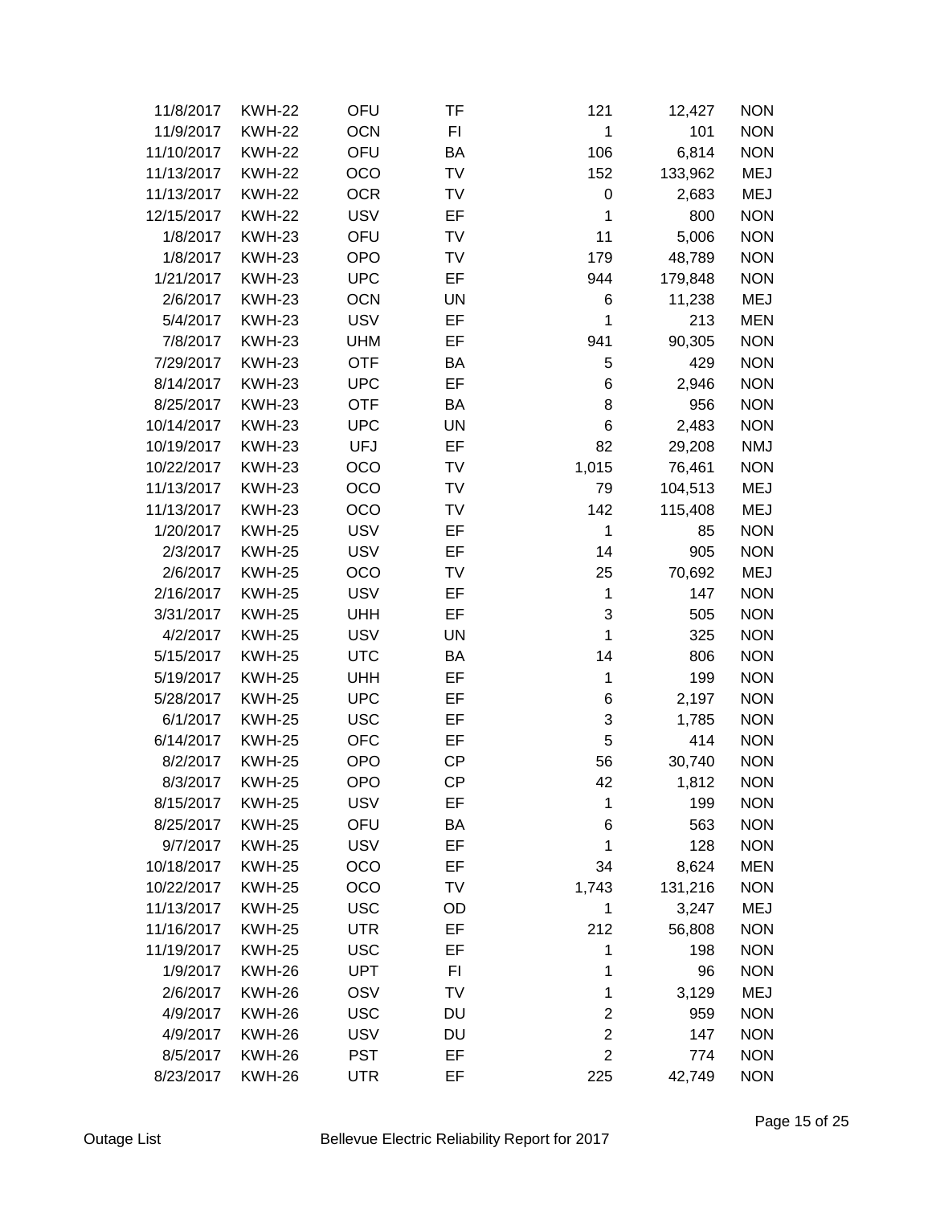| | | | | | | |
|---|---|---|---|---|---|---|
| 11/8/2017 | KWH-22 | OFU | TF | 121 | 12,427 | NON |
| 11/9/2017 | KWH-22 | OCN | FI | 1 | 101 | NON |
| 11/10/2017 | KWH-22 | OFU | BA | 106 | 6,814 | NON |
| 11/13/2017 | KWH-22 | OCO | TV | 152 | 133,962 | MEJ |
| 11/13/2017 | KWH-22 | OCR | TV | 0 | 2,683 | MEJ |
| 12/15/2017 | KWH-22 | USV | EF | 1 | 800 | NON |
| 1/8/2017 | KWH-23 | OFU | TV | 11 | 5,006 | NON |
| 1/8/2017 | KWH-23 | OPO | TV | 179 | 48,789 | NON |
| 1/21/2017 | KWH-23 | UPC | EF | 944 | 179,848 | NON |
| 2/6/2017 | KWH-23 | OCN | UN | 6 | 11,238 | MEJ |
| 5/4/2017 | KWH-23 | USV | EF | 1 | 213 | MEN |
| 7/8/2017 | KWH-23 | UHM | EF | 941 | 90,305 | NON |
| 7/29/2017 | KWH-23 | OTF | BA | 5 | 429 | NON |
| 8/14/2017 | KWH-23 | UPC | EF | 6 | 2,946 | NON |
| 8/25/2017 | KWH-23 | OTF | BA | 8 | 956 | NON |
| 10/14/2017 | KWH-23 | UPC | UN | 6 | 2,483 | NON |
| 10/19/2017 | KWH-23 | UFJ | EF | 82 | 29,208 | NMJ |
| 10/22/2017 | KWH-23 | OCO | TV | 1,015 | 76,461 | NON |
| 11/13/2017 | KWH-23 | OCO | TV | 79 | 104,513 | MEJ |
| 11/13/2017 | KWH-23 | OCO | TV | 142 | 115,408 | MEJ |
| 1/20/2017 | KWH-25 | USV | EF | 1 | 85 | NON |
| 2/3/2017 | KWH-25 | USV | EF | 14 | 905 | NON |
| 2/6/2017 | KWH-25 | OCO | TV | 25 | 70,692 | MEJ |
| 2/16/2017 | KWH-25 | USV | EF | 1 | 147 | NON |
| 3/31/2017 | KWH-25 | UHH | EF | 3 | 505 | NON |
| 4/2/2017 | KWH-25 | USV | UN | 1 | 325 | NON |
| 5/15/2017 | KWH-25 | UTC | BA | 14 | 806 | NON |
| 5/19/2017 | KWH-25 | UHH | EF | 1 | 199 | NON |
| 5/28/2017 | KWH-25 | UPC | EF | 6 | 2,197 | NON |
| 6/1/2017 | KWH-25 | USC | EF | 3 | 1,785 | NON |
| 6/14/2017 | KWH-25 | OFC | EF | 5 | 414 | NON |
| 8/2/2017 | KWH-25 | OPO | CP | 56 | 30,740 | NON |
| 8/3/2017 | KWH-25 | OPO | CP | 42 | 1,812 | NON |
| 8/15/2017 | KWH-25 | USV | EF | 1 | 199 | NON |
| 8/25/2017 | KWH-25 | OFU | BA | 6 | 563 | NON |
| 9/7/2017 | KWH-25 | USV | EF | 1 | 128 | NON |
| 10/18/2017 | KWH-25 | OCO | EF | 34 | 8,624 | MEN |
| 10/22/2017 | KWH-25 | OCO | TV | 1,743 | 131,216 | NON |
| 11/13/2017 | KWH-25 | USC | OD | 1 | 3,247 | MEJ |
| 11/16/2017 | KWH-25 | UTR | EF | 212 | 56,808 | NON |
| 11/19/2017 | KWH-25 | USC | EF | 1 | 198 | NON |
| 1/9/2017 | KWH-26 | UPT | FI | 1 | 96 | NON |
| 2/6/2017 | KWH-26 | OSV | TV | 1 | 3,129 | MEJ |
| 4/9/2017 | KWH-26 | USC | DU | 2 | 959 | NON |
| 4/9/2017 | KWH-26 | USV | DU | 2 | 147 | NON |
| 8/5/2017 | KWH-26 | PST | EF | 2 | 774 | NON |
| 8/23/2017 | KWH-26 | UTR | EF | 225 | 42,749 | NON |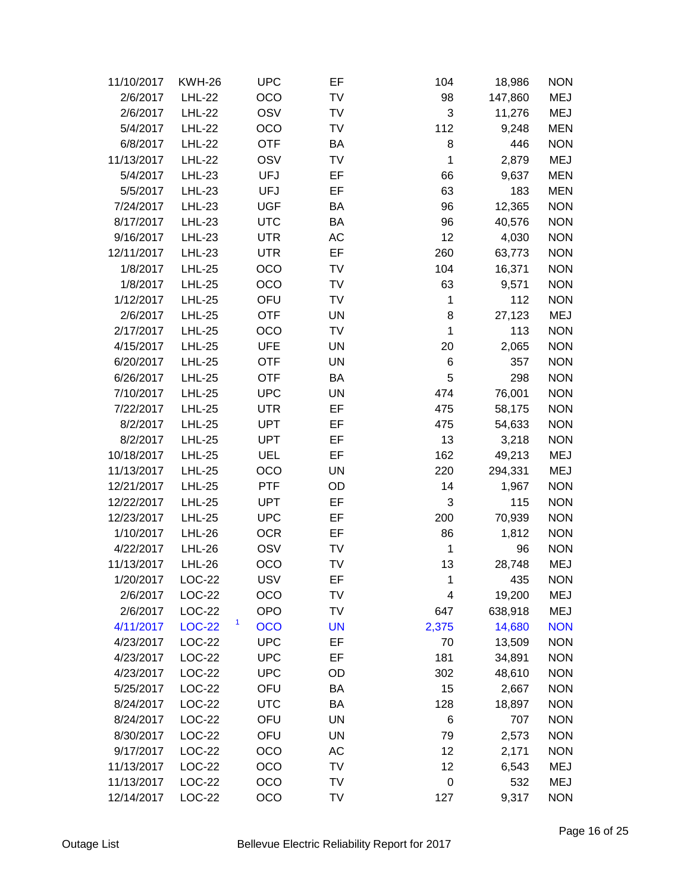| | | | | | | |
|---|---|---|---|---|---|---|
| 11/10/2017 | KWH-26 | UPC | EF | 104 | 18,986 | NON |
| 2/6/2017 | LHL-22 | OCO | TV | 98 | 147,860 | MEJ |
| 2/6/2017 | LHL-22 | OSV | TV | 3 | 11,276 | MEJ |
| 5/4/2017 | LHL-22 | OCO | TV | 112 | 9,248 | MEN |
| 6/8/2017 | LHL-22 | OTF | BA | 8 | 446 | NON |
| 11/13/2017 | LHL-22 | OSV | TV | 1 | 2,879 | MEJ |
| 5/4/2017 | LHL-23 | UFJ | EF | 66 | 9,637 | MEN |
| 5/5/2017 | LHL-23 | UFJ | EF | 63 | 183 | MEN |
| 7/24/2017 | LHL-23 | UGF | BA | 96 | 12,365 | NON |
| 8/17/2017 | LHL-23 | UTC | BA | 96 | 40,576 | NON |
| 9/16/2017 | LHL-23 | UTR | AC | 12 | 4,030 | NON |
| 12/11/2017 | LHL-23 | UTR | EF | 260 | 63,773 | NON |
| 1/8/2017 | LHL-25 | OCO | TV | 104 | 16,371 | NON |
| 1/8/2017 | LHL-25 | OCO | TV | 63 | 9,571 | NON |
| 1/12/2017 | LHL-25 | OFU | TV | 1 | 112 | NON |
| 2/6/2017 | LHL-25 | OTF | UN | 8 | 27,123 | MEJ |
| 2/17/2017 | LHL-25 | OCO | TV | 1 | 113 | NON |
| 4/15/2017 | LHL-25 | UFE | UN | 20 | 2,065 | NON |
| 6/20/2017 | LHL-25 | OTF | UN | 6 | 357 | NON |
| 6/26/2017 | LHL-25 | OTF | BA | 5 | 298 | NON |
| 7/10/2017 | LHL-25 | UPC | UN | 474 | 76,001 | NON |
| 7/22/2017 | LHL-25 | UTR | EF | 475 | 58,175 | NON |
| 8/2/2017 | LHL-25 | UPT | EF | 475 | 54,633 | NON |
| 8/2/2017 | LHL-25 | UPT | EF | 13 | 3,218 | NON |
| 10/18/2017 | LHL-25 | UEL | EF | 162 | 49,213 | MEJ |
| 11/13/2017 | LHL-25 | OCO | UN | 220 | 294,331 | MEJ |
| 12/21/2017 | LHL-25 | PTF | OD | 14 | 1,967 | NON |
| 12/22/2017 | LHL-25 | UPT | EF | 3 | 115 | NON |
| 12/23/2017 | LHL-25 | UPC | EF | 200 | 70,939 | NON |
| 1/10/2017 | LHL-26 | OCR | EF | 86 | 1,812 | NON |
| 4/22/2017 | LHL-26 | OSV | TV | 1 | 96 | NON |
| 11/13/2017 | LHL-26 | OCO | TV | 13 | 28,748 | MEJ |
| 1/20/2017 | LOC-22 | USV | EF | 1 | 435 | NON |
| 2/6/2017 | LOC-22 | OCO | TV | 4 | 19,200 | MEJ |
| 2/6/2017 | LOC-22 | OPO | TV | 647 | 638,918 | MEJ |
| 4/11/2017 | LOC-22 [1] | OCO | UN | 2,375 | 14,680 | NON |
| 4/23/2017 | LOC-22 | UPC | EF | 70 | 13,509 | NON |
| 4/23/2017 | LOC-22 | UPC | EF | 181 | 34,891 | NON |
| 4/23/2017 | LOC-22 | UPC | OD | 302 | 48,610 | NON |
| 5/25/2017 | LOC-22 | OFU | BA | 15 | 2,667 | NON |
| 8/24/2017 | LOC-22 | UTC | BA | 128 | 18,897 | NON |
| 8/24/2017 | LOC-22 | OFU | UN | 6 | 707 | NON |
| 8/30/2017 | LOC-22 | OFU | UN | 79 | 2,573 | NON |
| 9/17/2017 | LOC-22 | OCO | AC | 12 | 2,171 | NON |
| 11/13/2017 | LOC-22 | OCO | TV | 12 | 6,543 | MEJ |
| 11/13/2017 | LOC-22 | OCO | TV | 0 | 532 | MEJ |
| 12/14/2017 | LOC-22 | OCO | TV | 127 | 9,317 | NON |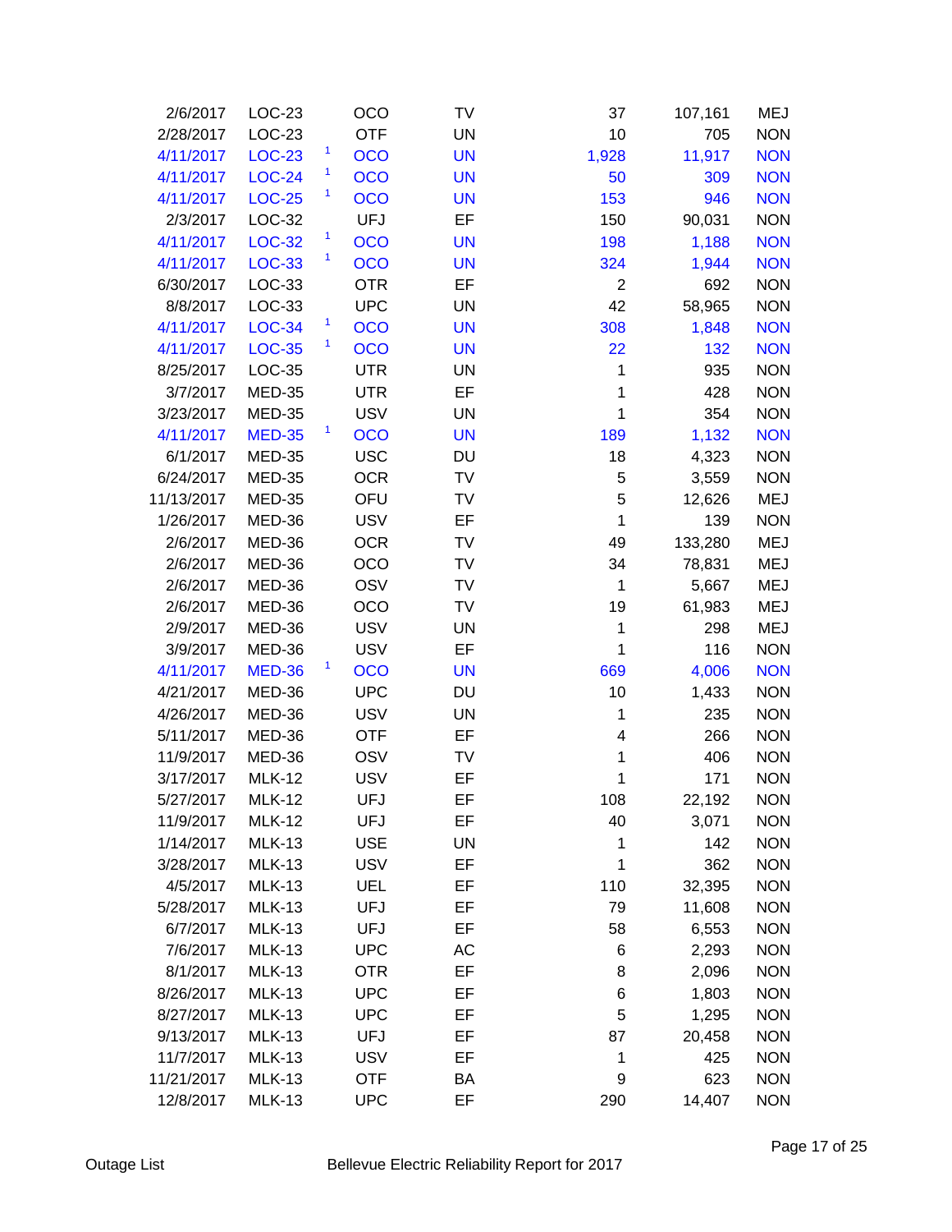| | | | | | | | |
|---|---|---|---|---|---|---|---|
| 2/6/2017 | LOC-23 | | OCO | TV | 37 | 107,161 | MEJ |
| 2/28/2017 | LOC-23 | | OTF | UN | 10 | 705 | NON |
| 4/11/2017 | LOC-23 | [1] | OCO | UN | 1,928 | 11,917 | NON |
| 4/11/2017 | LOC-24 | [1] | OCO | UN | 50 | 309 | NON |
| 4/11/2017 | LOC-25 | [1] | OCO | UN | 153 | 946 | NON |
| 2/3/2017 | LOC-32 | | UFJ | EF | 150 | 90,031 | NON |
| 4/11/2017 | LOC-32 | [1] | OCO | UN | 198 | 1,188 | NON |
| 4/11/2017 | LOC-33 | [1] | OCO | UN | 324 | 1,944 | NON |
| 6/30/2017 | LOC-33 | | OTR | EF | 2 | 692 | NON |
| 8/8/2017 | LOC-33 | | UPC | UN | 42 | 58,965 | NON |
| 4/11/2017 | LOC-34 | [1] | OCO | UN | 308 | 1,848 | NON |
| 4/11/2017 | LOC-35 | [1] | OCO | UN | 22 | 132 | NON |
| 8/25/2017 | LOC-35 | | UTR | UN | 1 | 935 | NON |
| 3/7/2017 | MED-35 | | UTR | EF | 1 | 428 | NON |
| 3/23/2017 | MED-35 | | USV | UN | 1 | 354 | NON |
| 4/11/2017 | MED-35 | [1] | OCO | UN | 189 | 1,132 | NON |
| 6/1/2017 | MED-35 | | USC | DU | 18 | 4,323 | NON |
| 6/24/2017 | MED-35 | | OCR | TV | 5 | 3,559 | NON |
| 11/13/2017 | MED-35 | | OFU | TV | 5 | 12,626 | MEJ |
| 1/26/2017 | MED-36 | | USV | EF | 1 | 139 | NON |
| 2/6/2017 | MED-36 | | OCR | TV | 49 | 133,280 | MEJ |
| 2/6/2017 | MED-36 | | OCO | TV | 34 | 78,831 | MEJ |
| 2/6/2017 | MED-36 | | OSV | TV | 1 | 5,667 | MEJ |
| 2/6/2017 | MED-36 | | OCO | TV | 19 | 61,983 | MEJ |
| 2/9/2017 | MED-36 | | USV | UN | 1 | 298 | MEJ |
| 3/9/2017 | MED-36 | | USV | EF | 1 | 116 | NON |
| 4/11/2017 | MED-36 | [1] | OCO | UN | 669 | 4,006 | NON |
| 4/21/2017 | MED-36 | | UPC | DU | 10 | 1,433 | NON |
| 4/26/2017 | MED-36 | | USV | UN | 1 | 235 | NON |
| 5/11/2017 | MED-36 | | OTF | EF | 4 | 266 | NON |
| 11/9/2017 | MED-36 | | OSV | TV | 1 | 406 | NON |
| 3/17/2017 | MLK-12 | | USV | EF | 1 | 171 | NON |
| 5/27/2017 | MLK-12 | | UFJ | EF | 108 | 22,192 | NON |
| 11/9/2017 | MLK-12 | | UFJ | EF | 40 | 3,071 | NON |
| 1/14/2017 | MLK-13 | | USE | UN | 1 | 142 | NON |
| 3/28/2017 | MLK-13 | | USV | EF | 1 | 362 | NON |
| 4/5/2017 | MLK-13 | | UEL | EF | 110 | 32,395 | NON |
| 5/28/2017 | MLK-13 | | UFJ | EF | 79 | 11,608 | NON |
| 6/7/2017 | MLK-13 | | UFJ | EF | 58 | 6,553 | NON |
| 7/6/2017 | MLK-13 | | UPC | AC | 6 | 2,293 | NON |
| 8/1/2017 | MLK-13 | | OTR | EF | 8 | 2,096 | NON |
| 8/26/2017 | MLK-13 | | UPC | EF | 6 | 1,803 | NON |
| 8/27/2017 | MLK-13 | | UPC | EF | 5 | 1,295 | NON |
| 9/13/2017 | MLK-13 | | UFJ | EF | 87 | 20,458 | NON |
| 11/7/2017 | MLK-13 | | USV | EF | 1 | 425 | NON |
| 11/21/2017 | MLK-13 | | OTF | BA | 9 | 623 | NON |
| 12/8/2017 | MLK-13 | | UPC | EF | 290 | 14,407 | NON |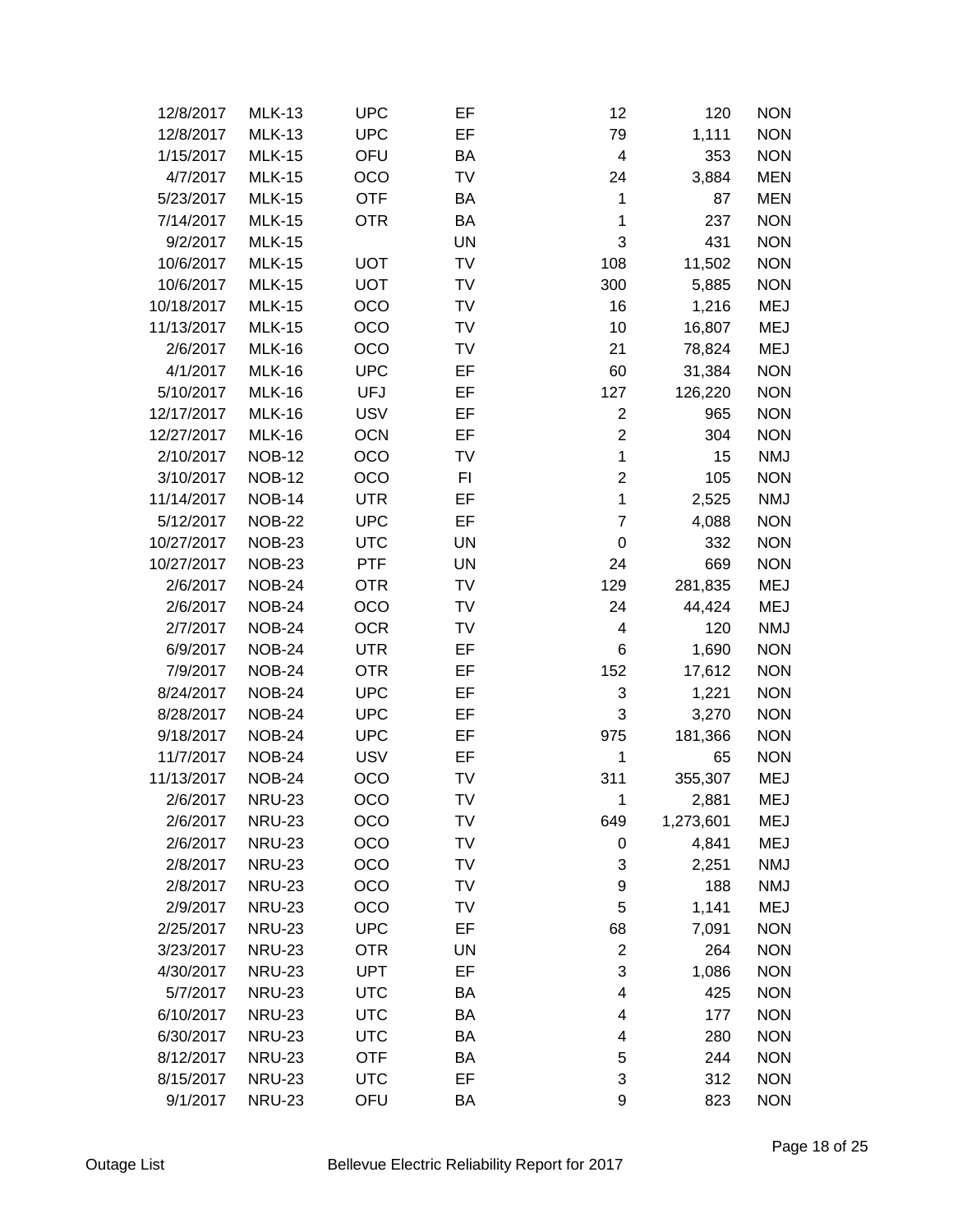| | | | | | | |
|---|---|---|---|---|---|---|
| 12/8/2017 | MLK-13 | UPC | EF | 12 | 120 | NON |
| 12/8/2017 | MLK-13 | UPC | EF | 79 | 1,111 | NON |
| 1/15/2017 | MLK-15 | OFU | BA | 4 | 353 | NON |
| 4/7/2017 | MLK-15 | OCO | TV | 24 | 3,884 | MEN |
| 5/23/2017 | MLK-15 | OTF | BA | 1 | 87 | MEN |
| 7/14/2017 | MLK-15 | OTR | BA | 1 | 237 | NON |
| 9/2/2017 | MLK-15 | | UN | 3 | 431 | NON |
| 10/6/2017 | MLK-15 | UOT | TV | 108 | 11,502 | NON |
| 10/6/2017 | MLK-15 | UOT | TV | 300 | 5,885 | NON |
| 10/18/2017 | MLK-15 | OCO | TV | 16 | 1,216 | MEJ |
| 11/13/2017 | MLK-15 | OCO | TV | 10 | 16,807 | MEJ |
| 2/6/2017 | MLK-16 | OCO | TV | 21 | 78,824 | MEJ |
| 4/1/2017 | MLK-16 | UPC | EF | 60 | 31,384 | NON |
| 5/10/2017 | MLK-16 | UFJ | EF | 127 | 126,220 | NON |
| 12/17/2017 | MLK-16 | USV | EF | 2 | 965 | NON |
| 12/27/2017 | MLK-16 | OCN | EF | 2 | 304 | NON |
| 2/10/2017 | NOB-12 | OCO | TV | 1 | 15 | NMJ |
| 3/10/2017 | NOB-12 | OCO | FI | 2 | 105 | NON |
| 11/14/2017 | NOB-14 | UTR | EF | 1 | 2,525 | NMJ |
| 5/12/2017 | NOB-22 | UPC | EF | 7 | 4,088 | NON |
| 10/27/2017 | NOB-23 | UTC | UN | 0 | 332 | NON |
| 10/27/2017 | NOB-23 | PTF | UN | 24 | 669 | NON |
| 2/6/2017 | NOB-24 | OTR | TV | 129 | 281,835 | MEJ |
| 2/6/2017 | NOB-24 | OCO | TV | 24 | 44,424 | MEJ |
| 2/7/2017 | NOB-24 | OCR | TV | 4 | 120 | NMJ |
| 6/9/2017 | NOB-24 | UTR | EF | 6 | 1,690 | NON |
| 7/9/2017 | NOB-24 | OTR | EF | 152 | 17,612 | NON |
| 8/24/2017 | NOB-24 | UPC | EF | 3 | 1,221 | NON |
| 8/28/2017 | NOB-24 | UPC | EF | 3 | 3,270 | NON |
| 9/18/2017 | NOB-24 | UPC | EF | 975 | 181,366 | NON |
| 11/7/2017 | NOB-24 | USV | EF | 1 | 65 | NON |
| 11/13/2017 | NOB-24 | OCO | TV | 311 | 355,307 | MEJ |
| 2/6/2017 | NRU-23 | OCO | TV | 1 | 2,881 | MEJ |
| 2/6/2017 | NRU-23 | OCO | TV | 649 | 1,273,601 | MEJ |
| 2/6/2017 | NRU-23 | OCO | TV | 0 | 4,841 | MEJ |
| 2/8/2017 | NRU-23 | OCO | TV | 3 | 2,251 | NMJ |
| 2/8/2017 | NRU-23 | OCO | TV | 9 | 188 | NMJ |
| 2/9/2017 | NRU-23 | OCO | TV | 5 | 1,141 | MEJ |
| 2/25/2017 | NRU-23 | UPC | EF | 68 | 7,091 | NON |
| 3/23/2017 | NRU-23 | OTR | UN | 2 | 264 | NON |
| 4/30/2017 | NRU-23 | UPT | EF | 3 | 1,086 | NON |
| 5/7/2017 | NRU-23 | UTC | BA | 4 | 425 | NON |
| 6/10/2017 | NRU-23 | UTC | BA | 4 | 177 | NON |
| 6/30/2017 | NRU-23 | UTC | BA | 4 | 280 | NON |
| 8/12/2017 | NRU-23 | OTF | BA | 5 | 244 | NON |
| 8/15/2017 | NRU-23 | UTC | EF | 3 | 312 | NON |
| 9/1/2017 | NRU-23 | OFU | BA | 9 | 823 | NON |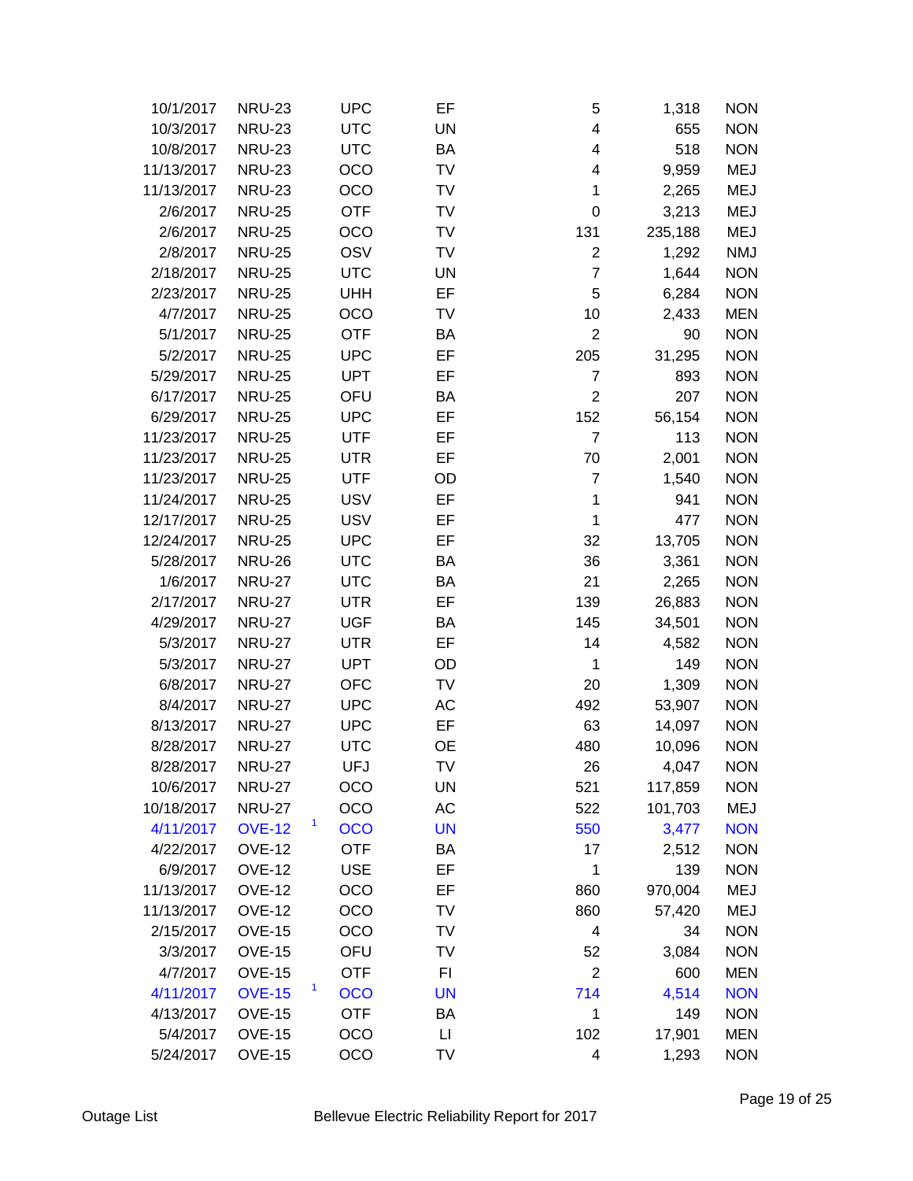| | | | | | | | |
|---|---|---|---|---|---|---|---|
| 10/1/2017 | NRU-23 | | UPC | EF | 5 | 1,318 | NON |
| 10/3/2017 | NRU-23 | | UTC | UN | 4 | 655 | NON |
| 10/8/2017 | NRU-23 | | UTC | BA | 4 | 518 | NON |
| 11/13/2017 | NRU-23 | | OCO | TV | 4 | 9,959 | MEJ |
| 11/13/2017 | NRU-23 | | OCO | TV | 1 | 2,265 | MEJ |
| 2/6/2017 | NRU-25 | | OTF | TV | 0 | 3,213 | MEJ |
| 2/6/2017 | NRU-25 | | OCO | TV | 131 | 235,188 | MEJ |
| 2/8/2017 | NRU-25 | | OSV | TV | 2 | 1,292 | NMJ |
| 2/18/2017 | NRU-25 | | UTC | UN | 7 | 1,644 | NON |
| 2/23/2017 | NRU-25 | | UHH | EF | 5 | 6,284 | NON |
| 4/7/2017 | NRU-25 | | OCO | TV | 10 | 2,433 | MEN |
| 5/1/2017 | NRU-25 | | OTF | BA | 2 | 90 | NON |
| 5/2/2017 | NRU-25 | | UPC | EF | 205 | 31,295 | NON |
| 5/29/2017 | NRU-25 | | UPT | EF | 7 | 893 | NON |
| 6/17/2017 | NRU-25 | | OFU | BA | 2 | 207 | NON |
| 6/29/2017 | NRU-25 | | UPC | EF | 152 | 56,154 | NON |
| 11/23/2017 | NRU-25 | | UTF | EF | 7 | 113 | NON |
| 11/23/2017 | NRU-25 | | UTR | EF | 70 | 2,001 | NON |
| 11/23/2017 | NRU-25 | | UTF | OD | 7 | 1,540 | NON |
| 11/24/2017 | NRU-25 | | USV | EF | 1 | 941 | NON |
| 12/17/2017 | NRU-25 | | USV | EF | 1 | 477 | NON |
| 12/24/2017 | NRU-25 | | UPC | EF | 32 | 13,705 | NON |
| 5/28/2017 | NRU-26 | | UTC | BA | 36 | 3,361 | NON |
| 1/6/2017 | NRU-27 | | UTC | BA | 21 | 2,265 | NON |
| 2/17/2017 | NRU-27 | | UTR | EF | 139 | 26,883 | NON |
| 4/29/2017 | NRU-27 | | UGF | BA | 145 | 34,501 | NON |
| 5/3/2017 | NRU-27 | | UTR | EF | 14 | 4,582 | NON |
| 5/3/2017 | NRU-27 | | UPT | OD | 1 | 149 | NON |
| 6/8/2017 | NRU-27 | | OFC | TV | 20 | 1,309 | NON |
| 8/4/2017 | NRU-27 | | UPC | AC | 492 | 53,907 | NON |
| 8/13/2017 | NRU-27 | | UPC | EF | 63 | 14,097 | NON |
| 8/28/2017 | NRU-27 | | UTC | OE | 480 | 10,096 | NON |
| 8/28/2017 | NRU-27 | | UFJ | TV | 26 | 4,047 | NON |
| 10/6/2017 | NRU-27 | | OCO | UN | 521 | 117,859 | NON |
| 10/18/2017 | NRU-27 | | OCO | AC | 522 | 101,703 | MEJ |
| 4/11/2017 | OVE-12 | 1 | OCO | UN | 550 | 3,477 | NON |
| 4/22/2017 | OVE-12 | | OTF | BA | 17 | 2,512 | NON |
| 6/9/2017 | OVE-12 | | USE | EF | 1 | 139 | NON |
| 11/13/2017 | OVE-12 | | OCO | EF | 860 | 970,004 | MEJ |
| 11/13/2017 | OVE-12 | | OCO | TV | 860 | 57,420 | MEJ |
| 2/15/2017 | OVE-15 | | OCO | TV | 4 | 34 | NON |
| 3/3/2017 | OVE-15 | | OFU | TV | 52 | 3,084 | NON |
| 4/7/2017 | OVE-15 | | OTF | FI | 2 | 600 | MEN |
| 4/11/2017 | OVE-15 | 1 | OCO | UN | 714 | 4,514 | NON |
| 4/13/2017 | OVE-15 | | OTF | BA | 1 | 149 | NON |
| 5/4/2017 | OVE-15 | | OCO | LI | 102 | 17,901 | MEN |
| 5/24/2017 | OVE-15 | | OCO | TV | 4 | 1,293 | NON |

Outage List — Bellevue Electric Reliability Report for 2017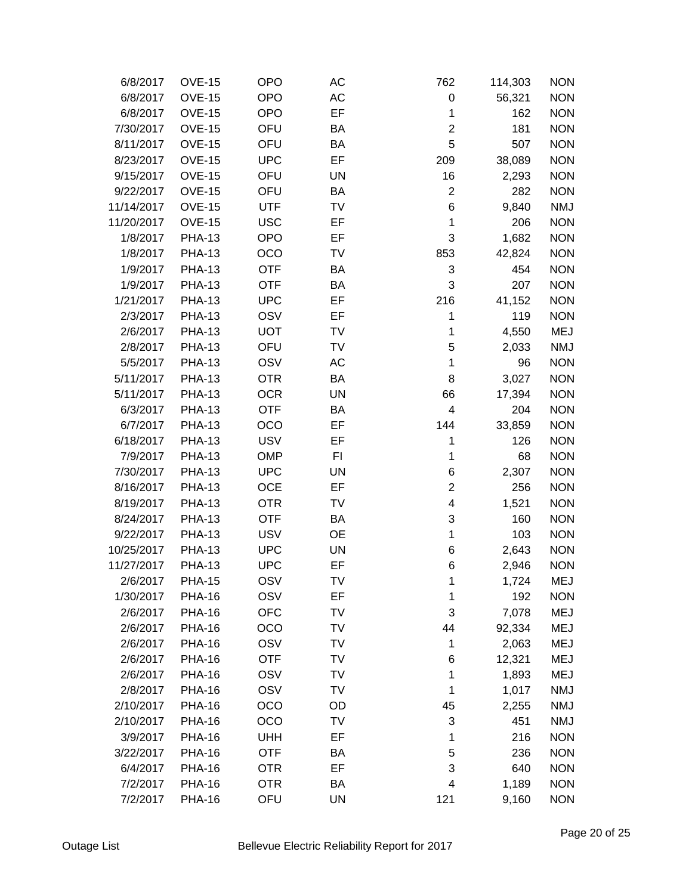| | | | | | | |
|---|---|---|---|---|---|---|
| 6/8/2017 | OVE-15 | OPO | AC | 762 | 114,303 | NON |
| 6/8/2017 | OVE-15 | OPO | AC | 0 | 56,321 | NON |
| 6/8/2017 | OVE-15 | OPO | EF | 1 | 162 | NON |
| 7/30/2017 | OVE-15 | OFU | BA | 2 | 181 | NON |
| 8/11/2017 | OVE-15 | OFU | BA | 5 | 507 | NON |
| 8/23/2017 | OVE-15 | UPC | EF | 209 | 38,089 | NON |
| 9/15/2017 | OVE-15 | OFU | UN | 16 | 2,293 | NON |
| 9/22/2017 | OVE-15 | OFU | BA | 2 | 282 | NON |
| 11/14/2017 | OVE-15 | UTF | TV | 6 | 9,840 | NMJ |
| 11/20/2017 | OVE-15 | USC | EF | 1 | 206 | NON |
| 1/8/2017 | PHA-13 | OPO | EF | 3 | 1,682 | NON |
| 1/8/2017 | PHA-13 | OCO | TV | 853 | 42,824 | NON |
| 1/9/2017 | PHA-13 | OTF | BA | 3 | 454 | NON |
| 1/9/2017 | PHA-13 | OTF | BA | 3 | 207 | NON |
| 1/21/2017 | PHA-13 | UPC | EF | 216 | 41,152 | NON |
| 2/3/2017 | PHA-13 | OSV | EF | 1 | 119 | NON |
| 2/6/2017 | PHA-13 | UOT | TV | 1 | 4,550 | MEJ |
| 2/8/2017 | PHA-13 | OFU | TV | 5 | 2,033 | NMJ |
| 5/5/2017 | PHA-13 | OSV | AC | 1 | 96 | NON |
| 5/11/2017 | PHA-13 | OTR | BA | 8 | 3,027 | NON |
| 5/11/2017 | PHA-13 | OCR | UN | 66 | 17,394 | NON |
| 6/3/2017 | PHA-13 | OTF | BA | 4 | 204 | NON |
| 6/7/2017 | PHA-13 | OCO | EF | 144 | 33,859 | NON |
| 6/18/2017 | PHA-13 | USV | EF | 1 | 126 | NON |
| 7/9/2017 | PHA-13 | OMP | FI | 1 | 68 | NON |
| 7/30/2017 | PHA-13 | UPC | UN | 6 | 2,307 | NON |
| 8/16/2017 | PHA-13 | OCE | EF | 2 | 256 | NON |
| 8/19/2017 | PHA-13 | OTR | TV | 4 | 1,521 | NON |
| 8/24/2017 | PHA-13 | OTF | BA | 3 | 160 | NON |
| 9/22/2017 | PHA-13 | USV | OE | 1 | 103 | NON |
| 10/25/2017 | PHA-13 | UPC | UN | 6 | 2,643 | NON |
| 11/27/2017 | PHA-13 | UPC | EF | 6 | 2,946 | NON |
| 2/6/2017 | PHA-15 | OSV | TV | 1 | 1,724 | MEJ |
| 1/30/2017 | PHA-16 | OSV | EF | 1 | 192 | NON |
| 2/6/2017 | PHA-16 | OFC | TV | 3 | 7,078 | MEJ |
| 2/6/2017 | PHA-16 | OCO | TV | 44 | 92,334 | MEJ |
| 2/6/2017 | PHA-16 | OSV | TV | 1 | 2,063 | MEJ |
| 2/6/2017 | PHA-16 | OTF | TV | 6 | 12,321 | MEJ |
| 2/6/2017 | PHA-16 | OSV | TV | 1 | 1,893 | MEJ |
| 2/8/2017 | PHA-16 | OSV | TV | 1 | 1,017 | NMJ |
| 2/10/2017 | PHA-16 | OCO | OD | 45 | 2,255 | NMJ |
| 2/10/2017 | PHA-16 | OCO | TV | 3 | 451 | NMJ |
| 3/9/2017 | PHA-16 | UHH | EF | 1 | 216 | NON |
| 3/22/2017 | PHA-16 | OTF | BA | 5 | 236 | NON |
| 6/4/2017 | PHA-16 | OTR | EF | 3 | 640 | NON |
| 7/2/2017 | PHA-16 | OTR | BA | 4 | 1,189 | NON |
| 7/2/2017 | PHA-16 | OFU | UN | 121 | 9,160 | NON |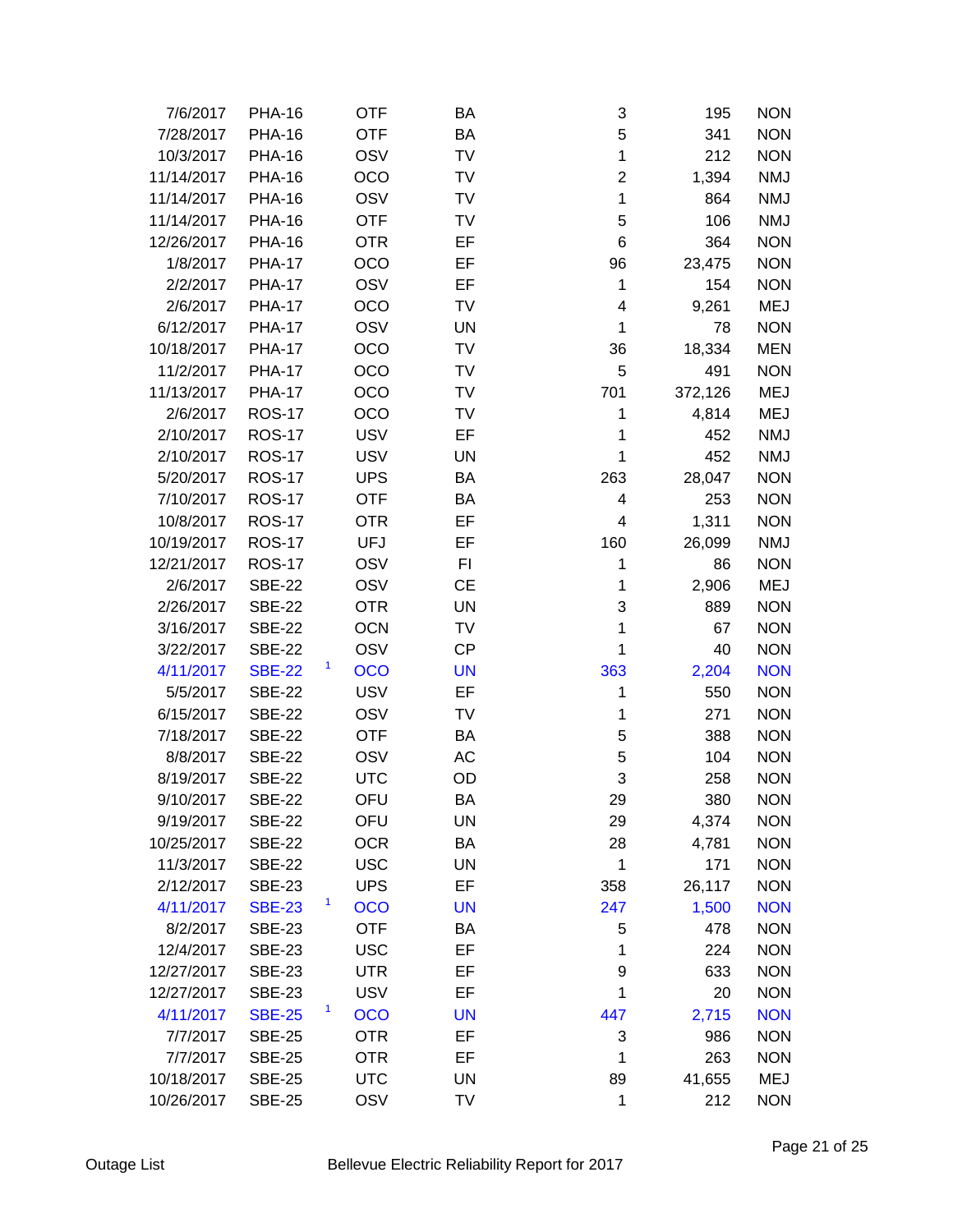| | | | | | | | |
|---|---|---|---|---|---|---|---|
| 7/6/2017 | PHA-16 | | OTF | BA | 3 | 195 | NON |
| 7/28/2017 | PHA-16 | | OTF | BA | 5 | 341 | NON |
| 10/3/2017 | PHA-16 | | OSV | TV | 1 | 212 | NON |
| 11/14/2017 | PHA-16 | | OCO | TV | 2 | 1,394 | NMJ |
| 11/14/2017 | PHA-16 | | OSV | TV | 1 | 864 | NMJ |
| 11/14/2017 | PHA-16 | | OTF | TV | 5 | 106 | NMJ |
| 12/26/2017 | PHA-16 | | OTR | EF | 6 | 364 | NON |
| 1/8/2017 | PHA-17 | | OCO | EF | 96 | 23,475 | NON |
| 2/2/2017 | PHA-17 | | OSV | EF | 1 | 154 | NON |
| 2/6/2017 | PHA-17 | | OCO | TV | 4 | 9,261 | MEJ |
| 6/12/2017 | PHA-17 | | OSV | UN | 1 | 78 | NON |
| 10/18/2017 | PHA-17 | | OCO | TV | 36 | 18,334 | MEN |
| 11/2/2017 | PHA-17 | | OCO | TV | 5 | 491 | NON |
| 11/13/2017 | PHA-17 | | OCO | TV | 701 | 372,126 | MEJ |
| 2/6/2017 | ROS-17 | | OCO | TV | 1 | 4,814 | MEJ |
| 2/10/2017 | ROS-17 | | USV | EF | 1 | 452 | NMJ |
| 2/10/2017 | ROS-17 | | USV | UN | 1 | 452 | NMJ |
| 5/20/2017 | ROS-17 | | UPS | BA | 263 | 28,047 | NON |
| 7/10/2017 | ROS-17 | | OTF | BA | 4 | 253 | NON |
| 10/8/2017 | ROS-17 | | OTR | EF | 4 | 1,311 | NON |
| 10/19/2017 | ROS-17 | | UFJ | EF | 160 | 26,099 | NMJ |
| 12/21/2017 | ROS-17 | | OSV | FI | 1 | 86 | NON |
| 2/6/2017 | SBE-22 | | OSV | CE | 1 | 2,906 | MEJ |
| 2/26/2017 | SBE-22 | | OTR | UN | 3 | 889 | NON |
| 3/16/2017 | SBE-22 | | OCN | TV | 1 | 67 | NON |
| 3/22/2017 | SBE-22 | | OSV | CP | 1 | 40 | NON |
| 4/11/2017 | SBE-22 | [1] | OCO | UN | 363 | 2,204 | NON |
| 5/5/2017 | SBE-22 | | USV | EF | 1 | 550 | NON |
| 6/15/2017 | SBE-22 | | OSV | TV | 1 | 271 | NON |
| 7/18/2017 | SBE-22 | | OTF | BA | 5 | 388 | NON |
| 8/8/2017 | SBE-22 | | OSV | AC | 5 | 104 | NON |
| 8/19/2017 | SBE-22 | | UTC | OD | 3 | 258 | NON |
| 9/10/2017 | SBE-22 | | OFU | BA | 29 | 380 | NON |
| 9/19/2017 | SBE-22 | | OFU | UN | 29 | 4,374 | NON |
| 10/25/2017 | SBE-22 | | OCR | BA | 28 | 4,781 | NON |
| 11/3/2017 | SBE-22 | | USC | UN | 1 | 171 | NON |
| 2/12/2017 | SBE-23 | | UPS | EF | 358 | 26,117 | NON |
| 4/11/2017 | SBE-23 | [1] | OCO | UN | 247 | 1,500 | NON |
| 8/2/2017 | SBE-23 | | OTF | BA | 5 | 478 | NON |
| 12/4/2017 | SBE-23 | | USC | EF | 1 | 224 | NON |
| 12/27/2017 | SBE-23 | | UTR | EF | 9 | 633 | NON |
| 12/27/2017 | SBE-23 | | USV | EF | 1 | 20 | NON |
| 4/11/2017 | SBE-25 | [1] | OCO | UN | 447 | 2,715 | NON |
| 7/7/2017 | SBE-25 | | OTR | EF | 3 | 986 | NON |
| 7/7/2017 | SBE-25 | | OTR | EF | 1 | 263 | NON |
| 10/18/2017 | SBE-25 | | UTC | UN | 89 | 41,655 | MEJ |
| 10/26/2017 | SBE-25 | | OSV | TV | 1 | 212 | NON |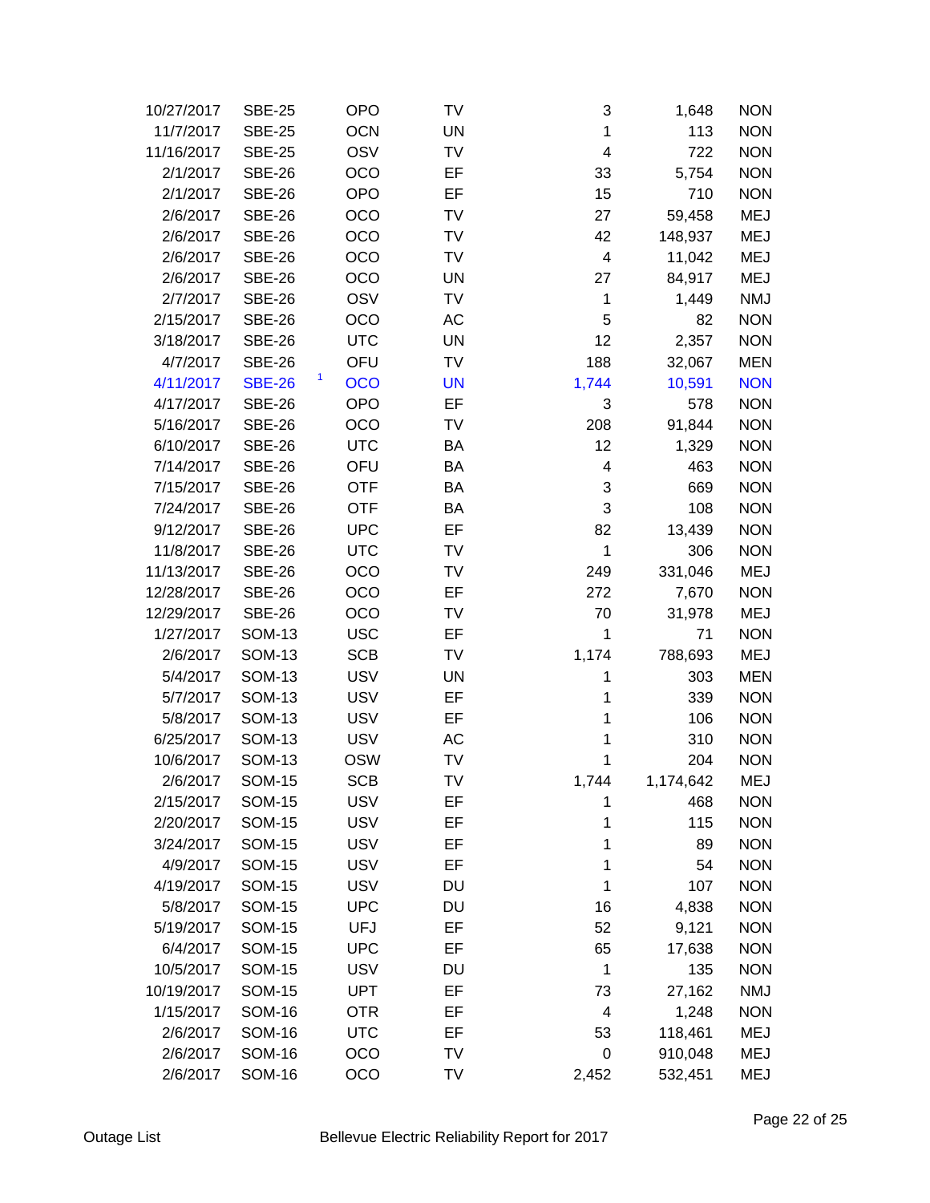| | | | | | | |
|---|---|---|---|---|---|---|
| 10/27/2017 | SBE-25 | OPO | TV | 3 | 1,648 | NON |
| 11/7/2017 | SBE-25 | OCN | UN | 1 | 113 | NON |
| 11/16/2017 | SBE-25 | OSV | TV | 4 | 722 | NON |
| 2/1/2017 | SBE-26 | OCO | EF | 33 | 5,754 | NON |
| 2/1/2017 | SBE-26 | OPO | EF | 15 | 710 | NON |
| 2/6/2017 | SBE-26 | OCO | TV | 27 | 59,458 | MEJ |
| 2/6/2017 | SBE-26 | OCO | TV | 42 | 148,937 | MEJ |
| 2/6/2017 | SBE-26 | OCO | TV | 4 | 11,042 | MEJ |
| 2/6/2017 | SBE-26 | OCO | UN | 27 | 84,917 | MEJ |
| 2/7/2017 | SBE-26 | OSV | TV | 1 | 1,449 | NMJ |
| 2/15/2017 | SBE-26 | OCO | AC | 5 | 82 | NON |
| 3/18/2017 | SBE-26 | UTC | UN | 12 | 2,357 | NON |
| 4/7/2017 | SBE-26 | OFU | TV | 188 | 32,067 | MEN |
| 4/11/2017 | SBE-26 [1] | OCO | UN | 1,744 | 10,591 | NON |
| 4/17/2017 | SBE-26 | OPO | EF | 3 | 578 | NON |
| 5/16/2017 | SBE-26 | OCO | TV | 208 | 91,844 | NON |
| 6/10/2017 | SBE-26 | UTC | BA | 12 | 1,329 | NON |
| 7/14/2017 | SBE-26 | OFU | BA | 4 | 463 | NON |
| 7/15/2017 | SBE-26 | OTF | BA | 3 | 669 | NON |
| 7/24/2017 | SBE-26 | OTF | BA | 3 | 108 | NON |
| 9/12/2017 | SBE-26 | UPC | EF | 82 | 13,439 | NON |
| 11/8/2017 | SBE-26 | UTC | TV | 1 | 306 | NON |
| 11/13/2017 | SBE-26 | OCO | TV | 249 | 331,046 | MEJ |
| 12/28/2017 | SBE-26 | OCO | EF | 272 | 7,670 | NON |
| 12/29/2017 | SBE-26 | OCO | TV | 70 | 31,978 | MEJ |
| 1/27/2017 | SOM-13 | USC | EF | 1 | 71 | NON |
| 2/6/2017 | SOM-13 | SCB | TV | 1,174 | 788,693 | MEJ |
| 5/4/2017 | SOM-13 | USV | UN | 1 | 303 | MEN |
| 5/7/2017 | SOM-13 | USV | EF | 1 | 339 | NON |
| 5/8/2017 | SOM-13 | USV | EF | 1 | 106 | NON |
| 6/25/2017 | SOM-13 | USV | AC | 1 | 310 | NON |
| 10/6/2017 | SOM-13 | OSW | TV | 1 | 204 | NON |
| 2/6/2017 | SOM-15 | SCB | TV | 1,744 | 1,174,642 | MEJ |
| 2/15/2017 | SOM-15 | USV | EF | 1 | 468 | NON |
| 2/20/2017 | SOM-15 | USV | EF | 1 | 115 | NON |
| 3/24/2017 | SOM-15 | USV | EF | 1 | 89 | NON |
| 4/9/2017 | SOM-15 | USV | EF | 1 | 54 | NON |
| 4/19/2017 | SOM-15 | USV | DU | 1 | 107 | NON |
| 5/8/2017 | SOM-15 | UPC | DU | 16 | 4,838 | NON |
| 5/19/2017 | SOM-15 | UFJ | EF | 52 | 9,121 | NON |
| 6/4/2017 | SOM-15 | UPC | EF | 65 | 17,638 | NON |
| 10/5/2017 | SOM-15 | USV | DU | 1 | 135 | NON |
| 10/19/2017 | SOM-15 | UPT | EF | 73 | 27,162 | NMJ |
| 1/15/2017 | SOM-16 | OTR | EF | 4 | 1,248 | NON |
| 2/6/2017 | SOM-16 | UTC | EF | 53 | 118,461 | MEJ |
| 2/6/2017 | SOM-16 | OCO | TV | 0 | 910,048 | MEJ |
| 2/6/2017 | SOM-16 | OCO | TV | 2,452 | 532,451 | MEJ |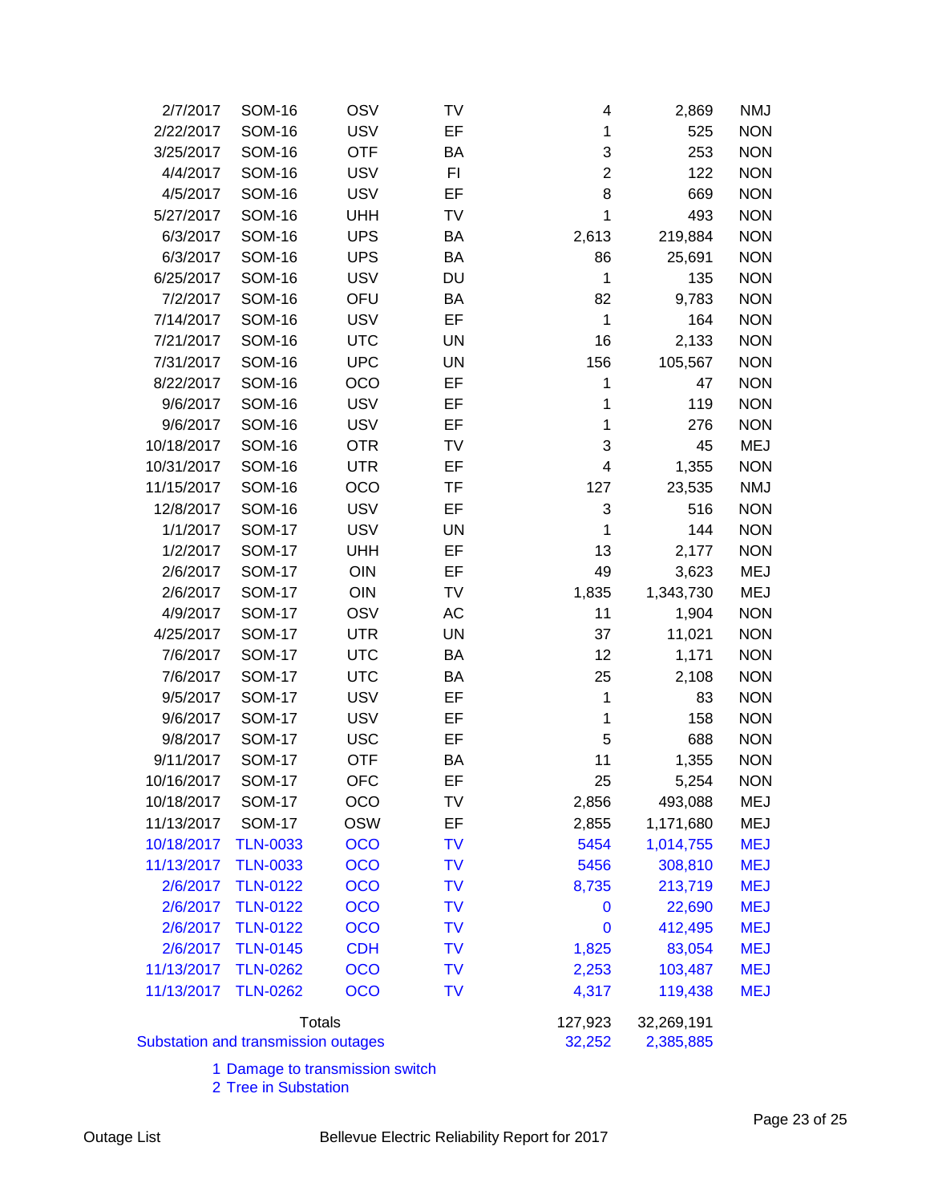| | | | | | | |
|---|---|---|---|---|---|---|
| 2/7/2017 | SOM-16 | OSV | TV | 4 | 2,869 | NMJ |
| 2/22/2017 | SOM-16 | USV | EF | 1 | 525 | NON |
| 3/25/2017 | SOM-16 | OTF | BA | 3 | 253 | NON |
| 4/4/2017 | SOM-16 | USV | FI | 2 | 122 | NON |
| 4/5/2017 | SOM-16 | USV | EF | 8 | 669 | NON |
| 5/27/2017 | SOM-16 | UHH | TV | 1 | 493 | NON |
| 6/3/2017 | SOM-16 | UPS | BA | 2,613 | 219,884 | NON |
| 6/3/2017 | SOM-16 | UPS | BA | 86 | 25,691 | NON |
| 6/25/2017 | SOM-16 | USV | DU | 1 | 135 | NON |
| 7/2/2017 | SOM-16 | OFU | BA | 82 | 9,783 | NON |
| 7/14/2017 | SOM-16 | USV | EF | 1 | 164 | NON |
| 7/21/2017 | SOM-16 | UTC | UN | 16 | 2,133 | NON |
| 7/31/2017 | SOM-16 | UPC | UN | 156 | 105,567 | NON |
| 8/22/2017 | SOM-16 | OCO | EF | 1 | 47 | NON |
| 9/6/2017 | SOM-16 | USV | EF | 1 | 119 | NON |
| 9/6/2017 | SOM-16 | USV | EF | 1 | 276 | NON |
| 10/18/2017 | SOM-16 | OTR | TV | 3 | 45 | MEJ |
| 10/31/2017 | SOM-16 | UTR | EF | 4 | 1,355 | NON |
| 11/15/2017 | SOM-16 | OCO | TF | 127 | 23,535 | NMJ |
| 12/8/2017 | SOM-16 | USV | EF | 3 | 516 | NON |
| 1/1/2017 | SOM-17 | USV | UN | 1 | 144 | NON |
| 1/2/2017 | SOM-17 | UHH | EF | 13 | 2,177 | NON |
| 2/6/2017 | SOM-17 | OIN | EF | 49 | 3,623 | MEJ |
| 2/6/2017 | SOM-17 | OIN | TV | 1,835 | 1,343,730 | MEJ |
| 4/9/2017 | SOM-17 | OSV | AC | 11 | 1,904 | NON |
| 4/25/2017 | SOM-17 | UTR | UN | 37 | 11,021 | NON |
| 7/6/2017 | SOM-17 | UTC | BA | 12 | 1,171 | NON |
| 7/6/2017 | SOM-17 | UTC | BA | 25 | 2,108 | NON |
| 9/5/2017 | SOM-17 | USV | EF | 1 | 83 | NON |
| 9/6/2017 | SOM-17 | USV | EF | 1 | 158 | NON |
| 9/8/2017 | SOM-17 | USC | EF | 5 | 688 | NON |
| 9/11/2017 | SOM-17 | OTF | BA | 11 | 1,355 | NON |
| 10/16/2017 | SOM-17 | OFC | EF | 25 | 5,254 | NON |
| 10/18/2017 | SOM-17 | OCO | TV | 2,856 | 493,088 | MEJ |
| 11/13/2017 | SOM-17 | OSW | EF | 2,855 | 1,171,680 | MEJ |
| 10/18/2017 | TLN-0033 | OCO | TV | 5454 | 1,014,755 | MEJ |
| 11/13/2017 | TLN-0033 | OCO | TV | 5456 | 308,810 | MEJ |
| 2/6/2017 | TLN-0122 | OCO | TV | 8,735 | 213,719 | MEJ |
| 2/6/2017 | TLN-0122 | OCO | TV | 0 | 22,690 | MEJ |
| 2/6/2017 | TLN-0122 | OCO | TV | 0 | 412,495 | MEJ |
| 2/6/2017 | TLN-0145 | CDH | TV | 1,825 | 83,054 | MEJ |
| 11/13/2017 | TLN-0262 | OCO | TV | 2,253 | 103,487 | MEJ |
| 11/13/2017 | TLN-0262 | OCO | TV | 4,317 | 119,438 | MEJ |
| | | Totals | | 127,923 | 32,269,191 | |
| Substation and transmission outages | | | | 32,252 | 2,385,885 | |

1 Damage to transmission switch
2 Tree in Substation

Outage List — Bellevue Electric Reliability Report for 2017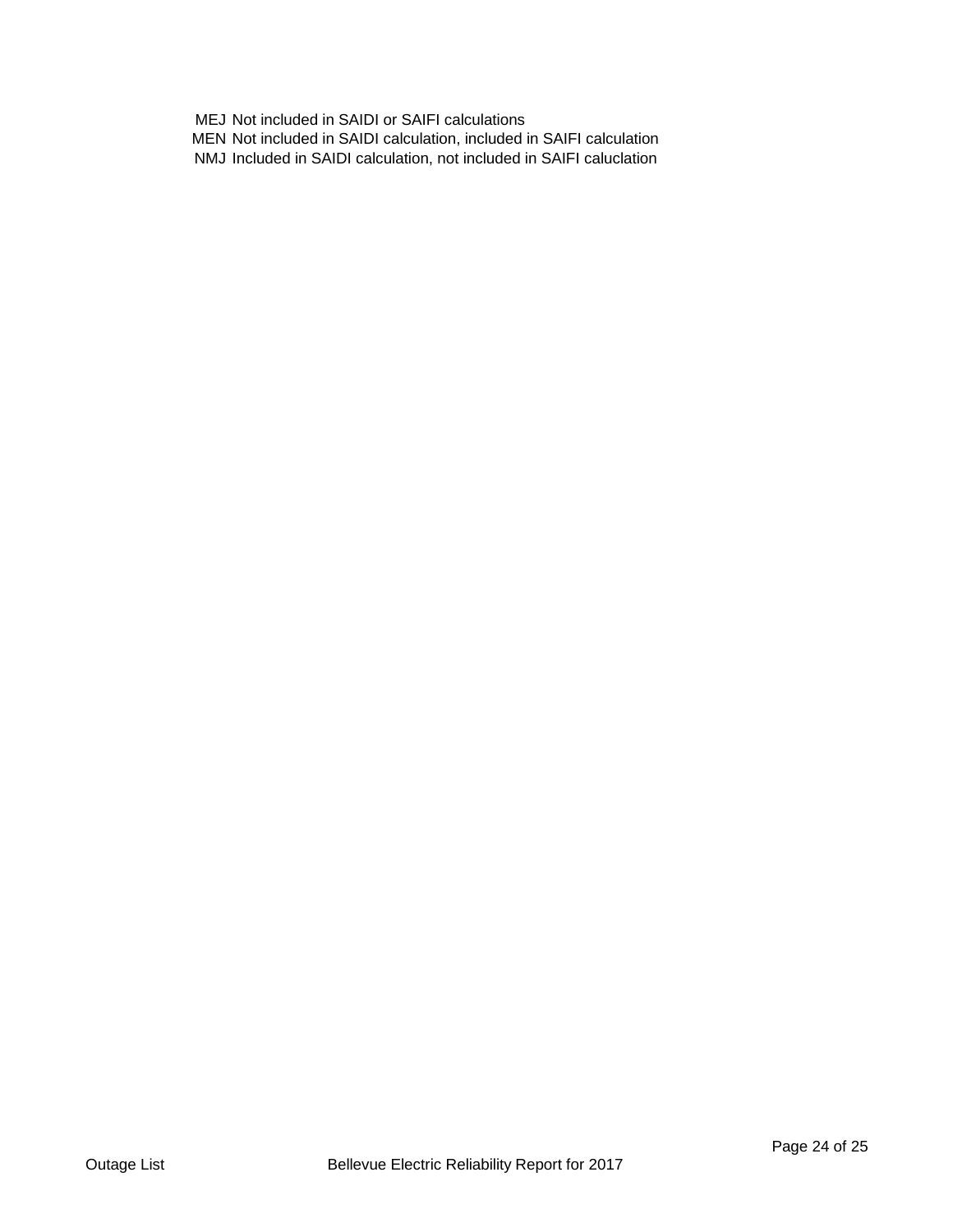| | |
|---|---|
| MEJ | Not included in SAIDI or SAIFI calculations |
| MEN | Not included in SAIDI calculation, included in SAIFI calculation |
| NMJ | Included in SAIDI calculation, not included in SAIFI caluclation |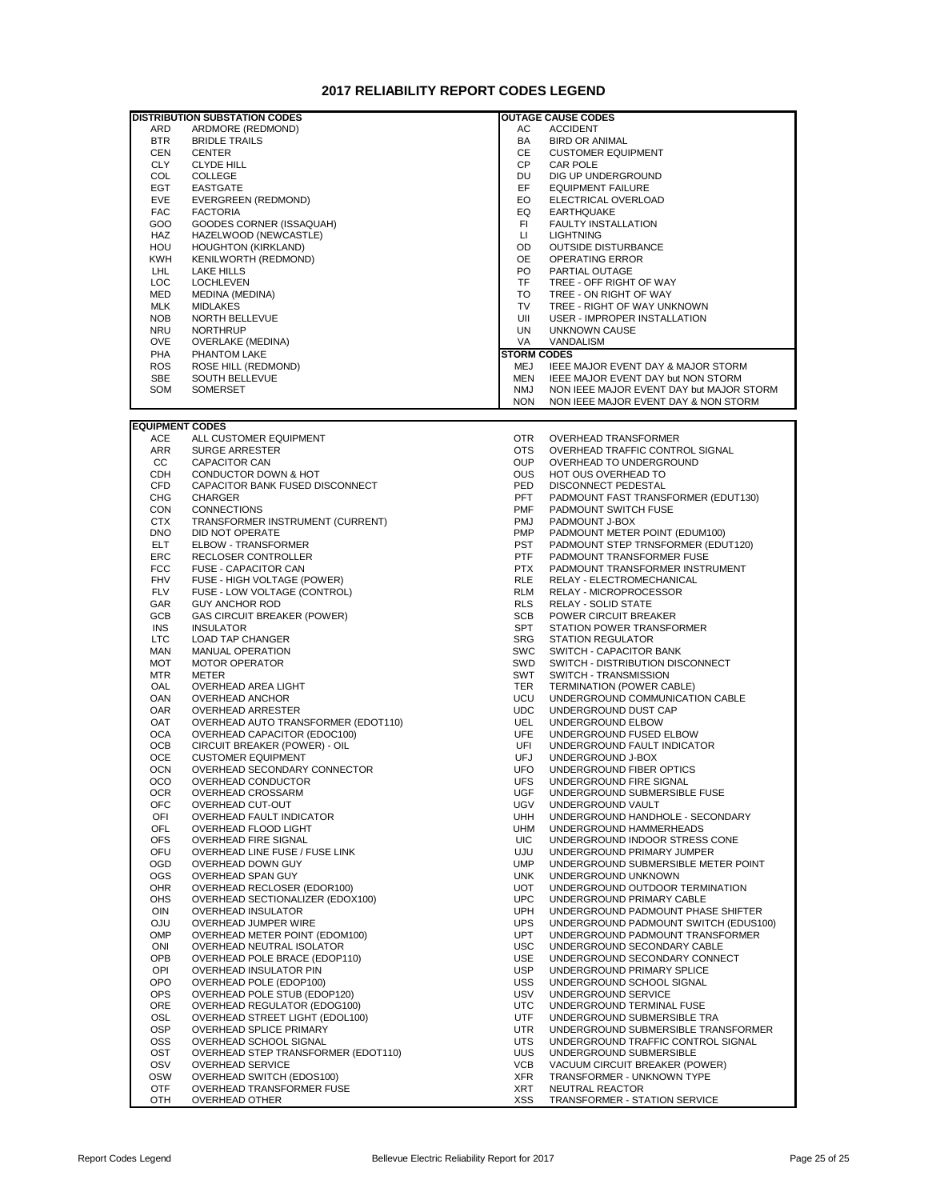# 2017 RELIABILITY REPORT CODES LEGEND

| DISTRIBUTION SUBSTATION CODES | |
|---|---|
| ARD | ARDMORE (REDMOND) |
| BTR | BRIDLE TRAILS |
| CEN | CENTER |
| CLY | CLYDE HILL |
| COL | COLLEGE |
| EGT | EASTGATE |
| EVE | EVERGREEN (REDMOND) |
| FAC | FACTORIA |
| GOO | GOODES CORNER (ISSAQUAH) |
| HAZ | HAZELWOOD (NEWCASTLE) |
| HOU | HOUGHTON (KIRKLAND) |
| KWH | KENILWORTH (REDMOND) |
| LHL | LAKE HILLS |
| LOC | LOCHLEVEN |
| MED | MEDINA (MEDINA) |
| MLK | MIDLAKES |
| NOB | NORTH BELLEVUE |
| NRU | NORTHRUP |
| OVE | OVERLAKE (MEDINA) |
| PHA | PHANTOM LAKE |
| ROS | ROSE HILL (REDMOND) |
| SBE | SOUTH BELLEVUE |
| SOM | SOMERSET |

| OUTAGE CAUSE CODES | |
|---|---|
| AC | ACCIDENT |
| BA | BIRD OR ANIMAL |
| CE | CUSTOMER EQUIPMENT |
| CP | CAR POLE |
| DU | DIG UP UNDERGROUND |
| EF | EQUIPMENT FAILURE |
| EO | ELECTRICAL OVERLOAD |
| EQ | EARTHQUAKE |
| FI | FAULTY INSTALLATION |
| LI | LIGHTNING |
| OD | OUTSIDE DISTURBANCE |
| OE | OPERATING ERROR |
| PO | PARTIAL OUTAGE |
| TF | TREE - OFF RIGHT OF WAY |
| TO | TREE - ON RIGHT OF WAY |
| TV | TREE - RIGHT OF WAY UNKNOWN |
| UII | USER - IMPROPER INSTALLATION |
| UN | UNKNOWN CAUSE |
| VA | VANDALISM |
| **STORM CODES** | |
| MEJ | IEEE MAJOR EVENT DAY & MAJOR STORM |
| MEN | IEEE MAJOR EVENT DAY but NON STORM |
| NMJ | NON IEEE MAJOR EVENT DAY but MAJOR STORM |
| NON | NON IEEE MAJOR EVENT DAY & NON STORM |

| EQUIPMENT CODES | | | |
|---|---|---|---|
| ACE | ALL CUSTOMER EQUIPMENT | OTR | OVERHEAD TRANSFORMER |
| ARR | SURGE ARRESTER | OTS | OVERHEAD TRAFFIC CONTROL SIGNAL |
| CC | CAPACITOR CAN | OUP | OVERHEAD TO UNDERGROUND |
| CDH | CONDUCTOR DOWN & HOT | OUS | HOT OUS OVERHEAD TO |
| CFD | CAPACITOR BANK FUSED DISCONNECT | PED | DISCONNECT PEDESTAL |
| CHG | CHARGER | PFT | PADMOUNT FAST TRANSFORMER (EDUT130) |
| CON | CONNECTIONS | PMF | PADMOUNT SWITCH FUSE |
| CTX | TRANSFORMER INSTRUMENT (CURRENT) | PMJ | PADMOUNT J-BOX |
| DNO | DID NOT OPERATE | PMP | PADMOUNT METER POINT (EDUM100) |
| ELT | ELBOW - TRANSFORMER | PST | PADMOUNT STEP TRNSFORMER (EDUT120) |
| ERC | RECLOSER CONTROLLER | PTF | PADMOUNT TRANSFORMER FUSE |
| FCC | FUSE - CAPACITOR CAN | PTX | PADMOUNT TRANSFORMER INSTRUMENT |
| FHV | FUSE - HIGH VOLTAGE (POWER) | RLE | RELAY - ELECTROMECHANICAL |
| FLV | FUSE - LOW VOLTAGE (CONTROL) | RLM | RELAY - MICROPROCESSOR |
| GAR | GUY ANCHOR ROD | RLS | RELAY - SOLID STATE |
| GCB | GAS CIRCUIT BREAKER (POWER) | SCB | POWER CIRCUIT BREAKER |
| INS | INSULATOR | SPT | STATION POWER TRANSFORMER |
| LTC | LOAD TAP CHANGER | SRG | STATION REGULATOR |
| MAN | MANUAL OPERATION | SWC | SWITCH - CAPACITOR BANK |
| MOT | MOTOR OPERATOR | SWD | SWITCH - DISTRIBUTION DISCONNECT |
| MTR | METER | SWT | SWITCH - TRANSMISSION |
| OAL | OVERHEAD AREA LIGHT | TER | TERMINATION (POWER CABLE) |
| OAN | OVERHEAD ANCHOR | UCU | UNDERGROUND COMMUNICATION CABLE |
| OAR | OVERHEAD ARRESTER | UDC | UNDERGROUND DUST CAP |
| OAT | OVERHEAD AUTO TRANSFORMER (EDOT110) | UEL | UNDERGROUND ELBOW |
| OCA | OVERHEAD CAPACITOR (EDOC100) | UFE | UNDERGROUND FUSED ELBOW |
| OCB | CIRCUIT BREAKER (POWER) - OIL | UFI | UNDERGROUND FAULT INDICATOR |
| OCE | CUSTOMER EQUIPMENT | UFJ | UNDERGROUND J-BOX |
| OCN | OVERHEAD SECONDARY CONNECTOR | UFO | UNDERGROUND FIBER OPTICS |
| OCO | OVERHEAD CONDUCTOR | UFS | UNDERGROUND FIRE SIGNAL |
| OCR | OVERHEAD CROSSARM | UGF | UNDERGROUND SUBMERSIBLE FUSE |
| OFC | OVERHEAD CUT-OUT | UGV | UNDERGROUND VAULT |
| OFI | OVERHEAD FAULT INDICATOR | UHH | UNDERGROUND HANDHOLE - SECONDARY |
| OFL | OVERHEAD FLOOD LIGHT | UHM | UNDERGROUND HAMMERHEADS |
| OFS | OVERHEAD FIRE SIGNAL | UIC | UNDERGROUND INDOOR STRESS CONE |
| OFU | OVERHEAD LINE FUSE / FUSE LINK | UJU | UNDERGROUND PRIMARY JUMPER |
| OGD | OVERHEAD DOWN GUY | UMP | UNDERGROUND SUBMERSIBLE METER POINT |
| OGS | OVERHEAD SPAN GUY | UNK | UNDERGROUND UNKNOWN |
| OHR | OVERHEAD RECLOSER (EDOR100) | UOT | UNDERGROUND OUTDOOR TERMINATION |
| OHS | OVERHEAD SECTIONALIZER (EDOX100) | UPC | UNDERGROUND PRIMARY CABLE |
| OIN | OVERHEAD INSULATOR | UPH | UNDERGROUND PADMOUNT PHASE SHIFTER |
| OJU | OVERHEAD JUMPER WIRE | UPS | UNDERGROUND PADMOUNT SWITCH (EDUS100) |
| OMP | OVERHEAD METER POINT (EDOM100) | UPT | UNDERGROUND PADMOUNT TRANSFORMER |
| ONI | OVERHEAD NEUTRAL ISOLATOR | USC | UNDERGROUND SECONDARY CABLE |
| OPB | OVERHEAD POLE BRACE (EDOP110) | USE | UNDERGROUND SECONDARY CONNECT |
| OPI | OVERHEAD INSULATOR PIN | USP | UNDERGROUND PRIMARY SPLICE |
| OPO | OVERHEAD POLE (EDOP100) | USS | UNDERGROUND SCHOOL SIGNAL |
| OPS | OVERHEAD POLE STUB (EDOP120) | USV | UNDERGROUND SERVICE |
| ORE | OVERHEAD REGULATOR (EDOG100) | UTC | UNDERGROUND TERMINAL FUSE |
| OSL | OVERHEAD STREET LIGHT (EDOL100) | UTF | UNDERGROUND SUBMERSIBLE TRA |
| OSP | OVERHEAD SPLICE PRIMARY | UTR | UNDERGROUND SUBMERSIBLE TRANSFORMER |
| OSS | OVERHEAD SCHOOL SIGNAL | UTS | UNDERGROUND TRAFFIC CONTROL SIGNAL |
| OST | OVERHEAD STEP TRANSFORMER (EDOT110) | UUS | UNDERGROUND SUBMERSIBLE |
| OSV | OVERHEAD SERVICE | VCB | VACUUM CIRCUIT BREAKER (POWER) |
| OSW | OVERHEAD SWITCH (EDOS100) | XFR | TRANSFORMER - UNKNOWN TYPE |
| OTF | OVERHEAD TRANSFORMER FUSE | XRT | NEUTRAL REACTOR |
| OTH | OVERHEAD OTHER | XSS | TRANSFORMER - STATION SERVICE |